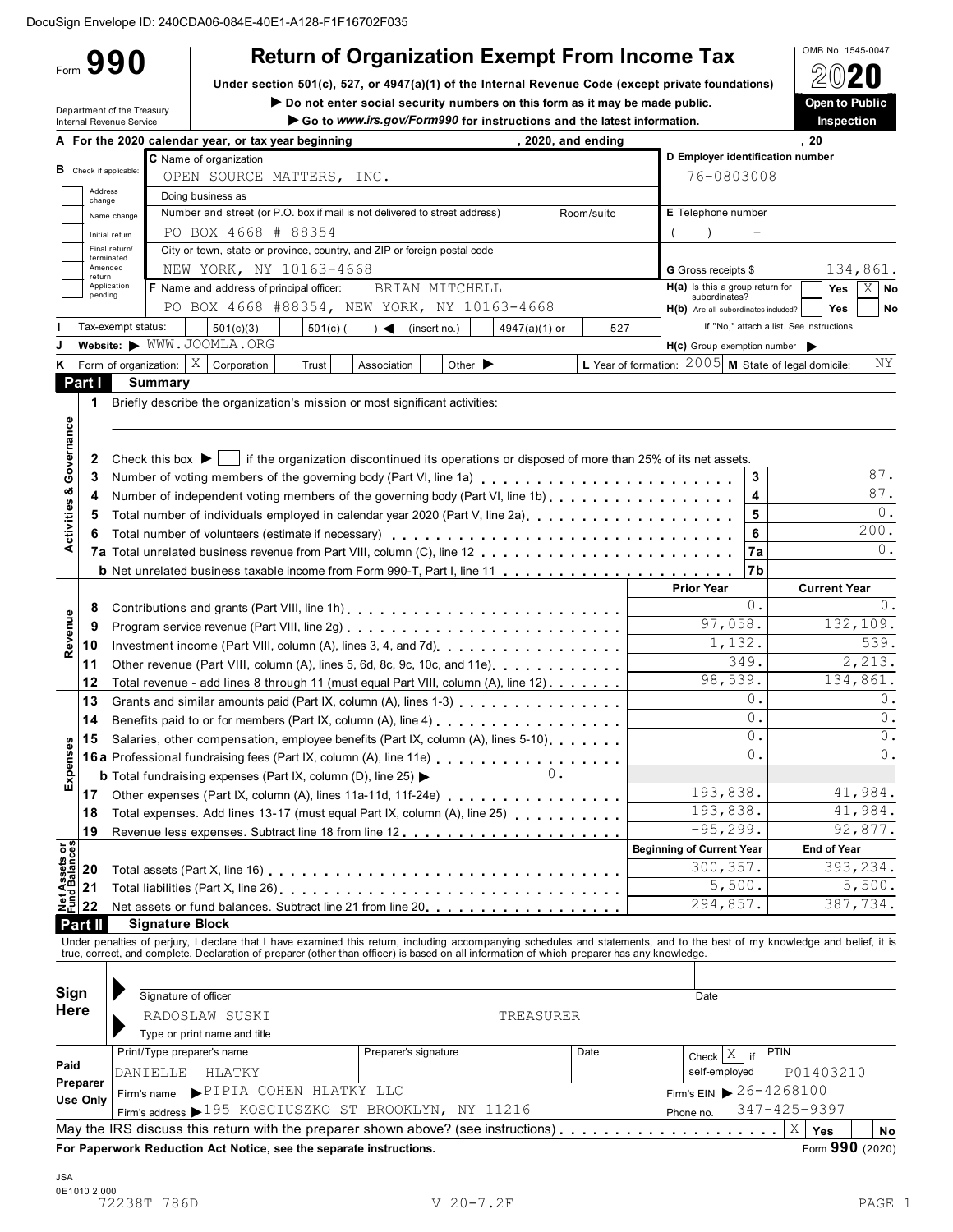DocuSign Envelope ID: 240CDA06-084E-40E1-A128-F1F16702F035

# Form 990 — Return of Organization Exempt From Income Tax

OMB No. 1545-0047

**2020**

Under section 501(c), 527, or 4947(a)(1) of the Internal Revenue Code (except private foundations)

▶ Do not enter social security numbers on this form as it may be made public.

▶ Go to www.irs.gov/Form990 for instructions and the latest information.

**Open to Public Inspection**

Department of the Treasury
Internal Revenue Service

**A** For the 2020 calendar year, or tax year beginning , 2020, and ending , 20

**B** Check if applicable:
- Address change
- Name change
- Initial return
- Final return/terminated
- Amended return
- Application pending

**C** Name of organization: OPEN SOURCE MATTERS, INC.

Doing business as

Number and street (or P.O. box if mail is not delivered to street address): PO BOX 4668 # 88354 — Room/suite

City or town, state or province, country, and ZIP or foreign postal code: NEW YORK, NY 10163-4668

**D** Employer identification number: 76-0803008

**E** Telephone number: ( ) -

**G** Gross receipts $ 134,861.

**F** Name and address of principal officer: BRIAN MITCHELL
PO BOX 4668 #88354, NEW YORK, NY 10163-4668

**H(a)** Is this a group return for subordinates? Yes [ ] No [X]

**H(b)** Are all subordinates included? Yes [ ] No [ ]
If "No," attach a list. See instructions

**I** Tax-exempt status: [X] 501(c)(3) [ ] 501(c) ( ) ◀ (insert no.) [ ] 4947(a)(1) or [ ] 527

**J** Website: ▶ WWW.JOOMLA.ORG

**H(c)** Group exemption number ▶

**K** Form of organization: [X] Corporation [ ] Trust [ ] Association [ ] Other ▶

**L** Year of formation: 2005 **M** State of legal domicile: NY

## Part I Summary

**Activities & Governance**

1 Briefly describe the organization's mission or most significant activities:

2 Check this box ▶ [ ] if the organization discontinued its operations or disposed of more than 25% of its net assets.

| | | | |
|---|---|---|---|
| 3 | Number of voting members of the governing body (Part VI, line 1a) | 3 | 87. |
| 4 | Number of independent voting members of the governing body (Part VI, line 1b) | 4 | 87. |
| 5 | Total number of individuals employed in calendar year 2020 (Part V, line 2a) | 5 | 0. |
| 6 | Total number of volunteers (estimate if necessary) | 6 | 200. |
| 7a | Total unrelated business revenue from Part VIII, column (C), line 12 | 7a | 0. |
| b | Net unrelated business taxable income from Form 990-T, Part I, line 11 | 7b | |

| | | | Prior Year | Current Year |
|---|---|---|---|---|
| **Revenue** | 8 | Contributions and grants (Part VIII, line 1h) | 0. | 0. |
| | 9 | Program service revenue (Part VIII, line 2g) | 97,058. | 132,109. |
| | 10 | Investment income (Part VIII, column (A), lines 3, 4, and 7d) | 1,132. | 539. |
| | 11 | Other revenue (Part VIII, column (A), lines 5, 6d, 8c, 9c, 10c, and 11e) | 349. | 2,213. |
| | 12 | Total revenue - add lines 8 through 11 (must equal Part VIII, column (A), line 12) | 98,539. | 134,861. |
| **Expenses** | 13 | Grants and similar amounts paid (Part IX, column (A), lines 1-3) | 0. | 0. |
| | 14 | Benefits paid to or for members (Part IX, column (A), line 4) | 0. | 0. |
| | 15 | Salaries, other compensation, employee benefits (Part IX, column (A), lines 5-10) | 0. | 0. |
| | 16a | Professional fundraising fees (Part IX, column (A), line 11e) | 0. | 0. |
| | b | Total fundraising expenses (Part IX, column (D), line 25) ▶ 0. | | |
| | 17 | Other expenses (Part IX, column (A), lines 11a-11d, 11f-24e) | 193,838. | 41,984. |
| | 18 | Total expenses. Add lines 13-17 (must equal Part IX, column (A), line 25) | 193,838. | 41,984. |
| | 19 | Revenue less expenses. Subtract line 18 from line 12 | -95,299. | 92,877. |

| | | | Beginning of Current Year | End of Year |
|---|---|---|---|---|
| **Net Assets or Fund Balances** | 20 | Total assets (Part X, line 16) | 300,357. | 393,234. |
| | 21 | Total liabilities (Part X, line 26) | 5,500. | 5,500. |
| | 22 | Net assets or fund balances. Subtract line 21 from line 20 | 294,857. | 387,734. |

## Part II Signature Block

Under penalties of perjury, I declare that I have examined this return, including accompanying schedules and statements, and to the best of my knowledge and belief, it is true, correct, and complete. Declaration of preparer (other than officer) is based on all information of which preparer has any knowledge.

**Sign Here**

Signature of officer — Date

RADOSLAW SUSKI — TREASURER
Type or print name and title

**Paid Preparer Use Only**

| Print/Type preparer's name | Preparer's signature | Date | Check [X] if self-employed | PTIN |
|---|---|---|---|---|
| DANIELLE HLATKY | | | | P01403210 |

Firm's name ▶ PIPIA COHEN HLATKY LLC — Firm's EIN ▶ 26-4268100

Firm's address ▶ 195 KOSCIUSZKO ST BROOKLYN, NY 11216 — Phone no. 347-425-9397

May the IRS discuss this return with the preparer shown above? (see instructions) [X] Yes [ ] No

For Paperwork Reduction Act Notice, see the separate instructions. Form **990** (2020)

JSA
0E1010 2.000
72238T 786D V 20-7.2F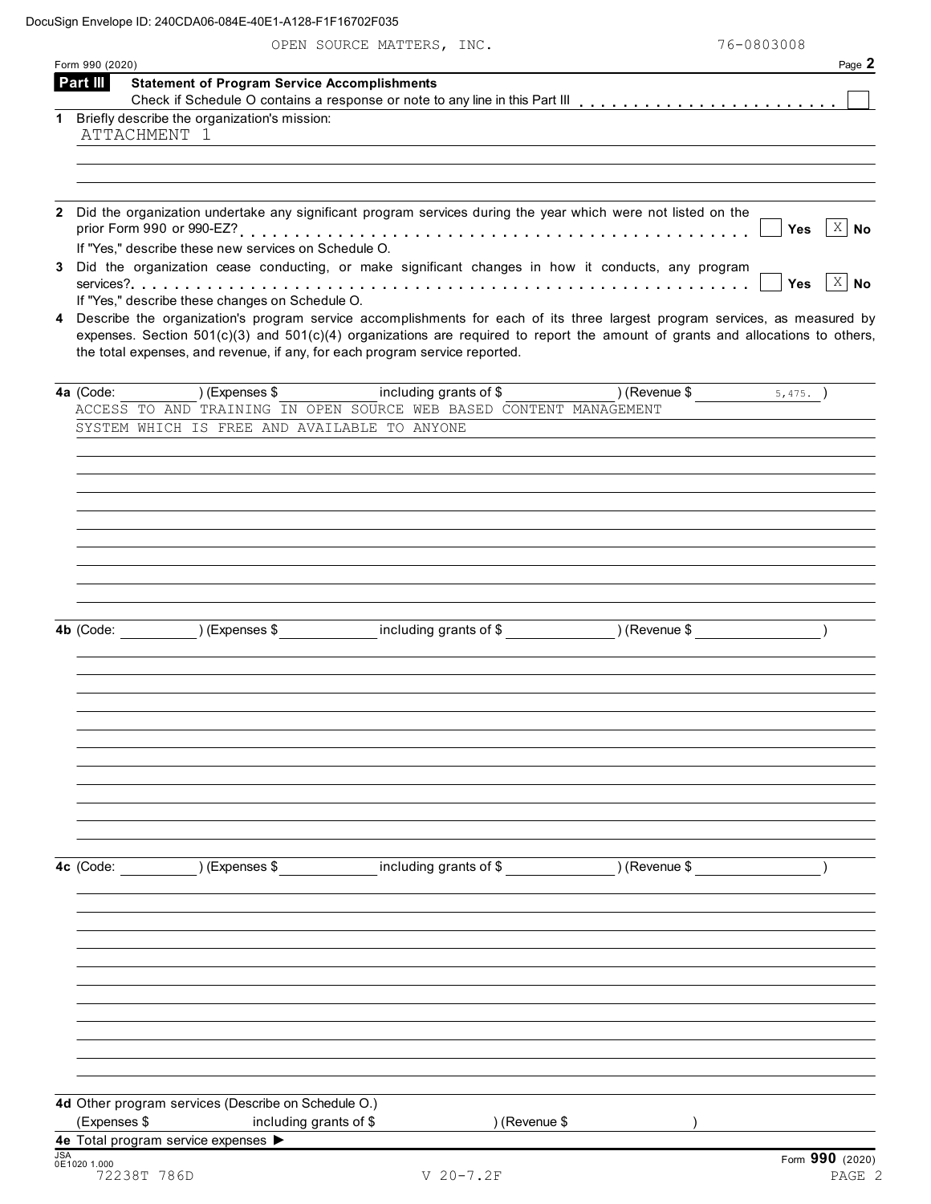DocuSign Envelope ID: 240CDA06-084E-40E1-A128-F1F16702F035

OPEN SOURCE MATTERS, INC. 76-0803008

Form 990 (2020) Page **2**

## Part III Statement of Program Service Accomplishments

Check if Schedule O contains a response or note to any line in this Part III [ ]

**1** Briefly describe the organization's mission:

ATTACHMENT 1

**2** Did the organization undertake any significant program services during the year which were not listed on the prior Form 990 or 990-EZ? [ ] Yes [X] No

If "Yes," describe these new services on Schedule O.

**3** Did the organization cease conducting, or make significant changes in how it conducts, any program services? [ ] Yes [X] No

If "Yes," describe these changes on Schedule O.

**4** Describe the organization's program service accomplishments for each of its three largest program services, as measured by expenses. Section 501(c)(3) and 501(c)(4) organizations are required to report the amount of grants and allocations to others, the total expenses, and revenue, if any, for each program service reported.

**4a** (Code: ) (Expenses $ including grants of $ ) (Revenue $ 5,475. )

ACCESS TO AND TRAINING IN OPEN SOURCE WEB BASED CONTENT MANAGEMENT SYSTEM WHICH IS FREE AND AVAILABLE TO ANYONE

**4b** (Code: ) (Expenses $ including grants of $ ) (Revenue $ )

**4c** (Code: ) (Expenses $ including grants of $ ) (Revenue $ )

**4d** Other program services (Describe on Schedule O.)

(Expenses $ including grants of $ ) (Revenue $ )

**4e** Total program service expenses ▶

JSA 0E1020 1.000

72238T 786D V 20-7.2F

Form **990** (2020)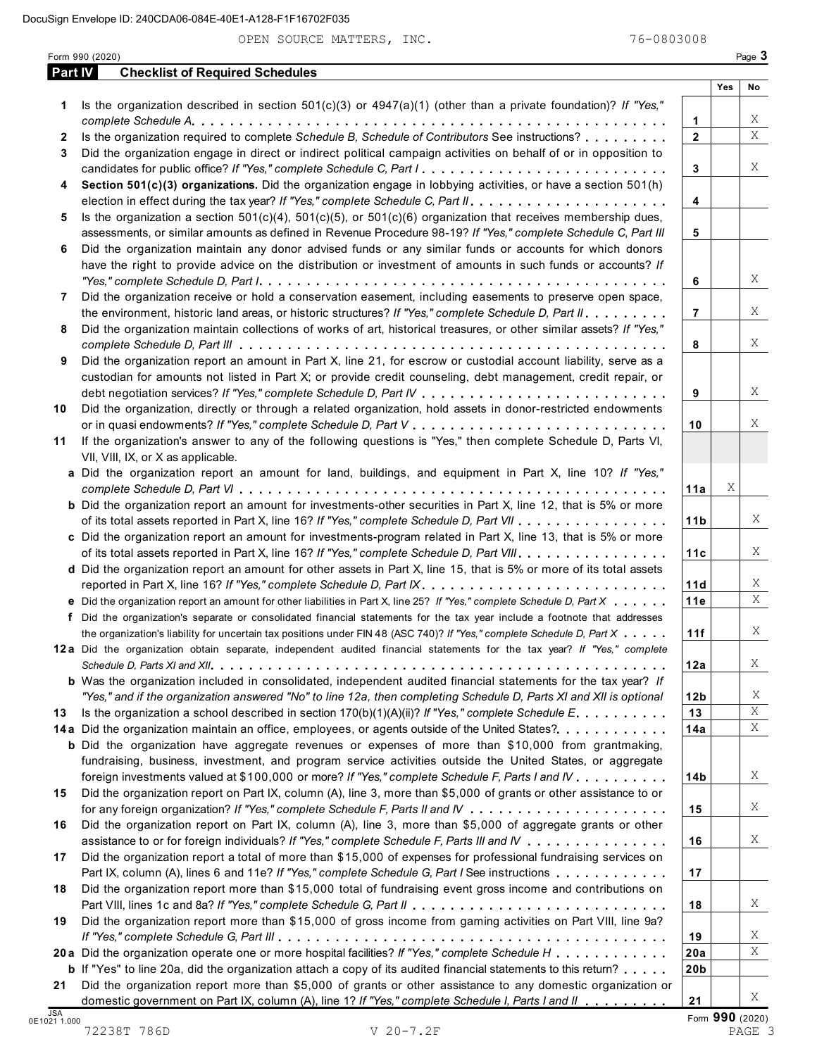OPEN SOURCE MATTERS, INC. 76-0803008

Form 990 (2020) Page 3

## Part IV Checklist of Required Schedules

| | | | Yes | No |
|---|---|---|---|---|
| 1 | Is the organization described in section 501(c)(3) or 4947(a)(1) (other than a private foundation)? *If "Yes," complete Schedule A* | 1 | | X |
| 2 | Is the organization required to complete *Schedule B, Schedule of Contributors* See instructions? | 2 | | X |
| 3 | Did the organization engage in direct or indirect political campaign activities on behalf of or in opposition to candidates for public office? *If "Yes," complete Schedule C, Part I* | 3 | | X |
| 4 | **Section 501(c)(3) organizations.** Did the organization engage in lobbying activities, or have a section 501(h) election in effect during the tax year? *If "Yes," complete Schedule C, Part II* | 4 | | |
| 5 | Is the organization a section 501(c)(4), 501(c)(5), or 501(c)(6) organization that receives membership dues, assessments, or similar amounts as defined in Revenue Procedure 98-19? *If "Yes," complete Schedule C, Part III* | 5 | | |
| 6 | Did the organization maintain any donor advised funds or any similar funds or accounts for which donors have the right to provide advice on the distribution or investment of amounts in such funds or accounts? *If "Yes," complete Schedule D, Part I* | 6 | | X |
| 7 | Did the organization receive or hold a conservation easement, including easements to preserve open space, the environment, historic land areas, or historic structures? *If "Yes," complete Schedule D, Part II* | 7 | | X |
| 8 | Did the organization maintain collections of works of art, historical treasures, or other similar assets? *If "Yes," complete Schedule D, Part III* | 8 | | X |
| 9 | Did the organization report an amount in Part X, line 21, for escrow or custodial account liability, serve as a custodian for amounts not listed in Part X; or provide credit counseling, debt management, credit repair, or debt negotiation services? *If "Yes," complete Schedule D, Part IV* | 9 | | X |
| 10 | Did the organization, directly or through a related organization, hold assets in donor-restricted endowments or in quasi endowments? *If "Yes," complete Schedule D, Part V* | 10 | | X |
| 11 | If the organization's answer to any of the following questions is "Yes," then complete Schedule D, Parts VI, VII, VIII, IX, or X as applicable. | | | |
| a | Did the organization report an amount for land, buildings, and equipment in Part X, line 10? *If "Yes," complete Schedule D, Part VI* | 11a | X | |
| b | Did the organization report an amount for investments-other securities in Part X, line 12, that is 5% or more of its total assets reported in Part X, line 16? *If "Yes," complete Schedule D, Part VII* | 11b | | X |
| c | Did the organization report an amount for investments-program related in Part X, line 13, that is 5% or more of its total assets reported in Part X, line 16? *If "Yes," complete Schedule D, Part VIII* | 11c | | X |
| d | Did the organization report an amount for other assets in Part X, line 15, that is 5% or more of its total assets reported in Part X, line 16? *If "Yes," complete Schedule D, Part IX* | 11d | | X |
| e | Did the organization report an amount for other liabilities in Part X, line 25? *If "Yes," complete Schedule D, Part X* | 11e | | X |
| f | Did the organization's separate or consolidated financial statements for the tax year include a footnote that addresses the organization's liability for uncertain tax positions under FIN 48 (ASC 740)? *If "Yes," complete Schedule D, Part X* | 11f | | X |
| 12a | Did the organization obtain separate, independent audited financial statements for the tax year? *If "Yes," complete Schedule D, Parts XI and XII* | 12a | | X |
| b | Was the organization included in consolidated, independent audited financial statements for the tax year? *If "Yes," and if the organization answered "No" to line 12a, then completing Schedule D, Parts XI and XII is optional* | 12b | | X |
| 13 | Is the organization a school described in section 170(b)(1)(A)(ii)? *If "Yes," complete Schedule E* | 13 | | X |
| 14a | Did the organization maintain an office, employees, or agents outside of the United States? | 14a | | X |
| b | Did the organization have aggregate revenues or expenses of more than $10,000 from grantmaking, fundraising, business, investment, and program service activities outside the United States, or aggregate foreign investments valued at $100,000 or more? *If "Yes," complete Schedule F, Parts I and IV* | 14b | | X |
| 15 | Did the organization report on Part IX, column (A), line 3, more than $5,000 of grants or other assistance to or for any foreign organization? *If "Yes," complete Schedule F, Parts II and IV* | 15 | | X |
| 16 | Did the organization report on Part IX, column (A), line 3, more than $5,000 of aggregate grants or other assistance to or for foreign individuals? *If "Yes," complete Schedule F, Parts III and IV* | 16 | | X |
| 17 | Did the organization report a total of more than $15,000 of expenses for professional fundraising services on Part IX, column (A), lines 6 and 11e? *If "Yes," complete Schedule G, Part I* See instructions | 17 | | |
| 18 | Did the organization report more than $15,000 total of fundraising event gross income and contributions on Part VIII, lines 1c and 8a? *If "Yes," complete Schedule G, Part II* | 18 | | X |
| 19 | Did the organization report more than $15,000 of gross income from gaming activities on Part VIII, line 9a? *If "Yes," complete Schedule G, Part III* | 19 | | X |
| 20a | Did the organization operate one or more hospital facilities? *If "Yes," complete Schedule H* | 20a | | X |
| b | If "Yes" to line 20a, did the organization attach a copy of its audited financial statements to this return? | 20b | | |
| 21 | Did the organization report more than $5,000 of grants or other assistance to any domestic organization or domestic government on Part IX, column (A), line 1? *If "Yes," complete Schedule I, Parts I and II* | 21 | | X |

Form **990** (2020)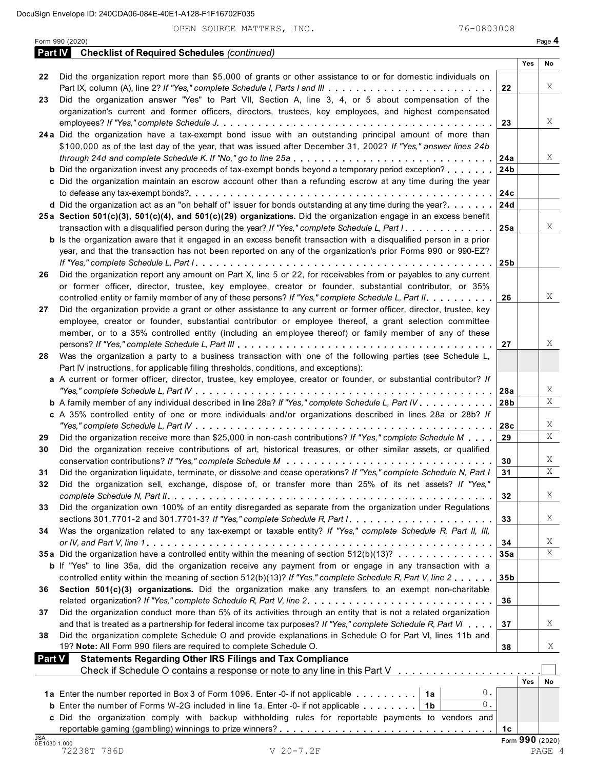OPEN SOURCE MATTERS, INC. 76-0803008

Form 990 (2020)

## Part IV Checklist of Required Schedules *(continued)*

| | | | Yes | No |
|---|---|---|---|---|
| 22 | Did the organization report more than $5,000 of grants or other assistance to or for domestic individuals on Part IX, column (A), line 2? *If "Yes," complete Schedule I, Parts I and III* | 22 | | X |
| 23 | Did the organization answer "Yes" to Part VII, Section A, line 3, 4, or 5 about compensation of the organization's current and former officers, directors, trustees, key employees, and highest compensated employees? *If "Yes," complete Schedule J* | 23 | | X |
| 24a | Did the organization have a tax-exempt bond issue with an outstanding principal amount of more than $100,000 as of the last day of the year, that was issued after December 31, 2002? *If "Yes," answer lines 24b through 24d and complete Schedule K. If "No," go to line 25a* | 24a | | X |
| b | Did the organization invest any proceeds of tax-exempt bonds beyond a temporary period exception? | 24b | | |
| c | Did the organization maintain an escrow account other than a refunding escrow at any time during the year to defease any tax-exempt bonds? | 24c | | |
| d | Did the organization act as an "on behalf of" issuer for bonds outstanding at any time during the year? | 24d | | |
| 25a | **Section 501(c)(3), 501(c)(4), and 501(c)(29) organizations.** Did the organization engage in an excess benefit transaction with a disqualified person during the year? *If "Yes," complete Schedule L, Part I* | 25a | | X |
| b | Is the organization aware that it engaged in an excess benefit transaction with a disqualified person in a prior year, and that the transaction has not been reported on any of the organization's prior Forms 990 or 990-EZ? *If "Yes," complete Schedule L, Part I* | 25b | | |
| 26 | Did the organization report any amount on Part X, line 5 or 22, for receivables from or payables to any current or former officer, director, trustee, key employee, creator or founder, substantial contributor, or 35% controlled entity or family member of any of these persons? *If "Yes," complete Schedule L, Part II* | 26 | | X |
| 27 | Did the organization provide a grant or other assistance to any current or former officer, director, trustee, key employee, creator or founder, substantial contributor or employee thereof, a grant selection committee member, or to a 35% controlled entity (including an employee thereof) or family member of any of these persons? *If "Yes," complete Schedule L, Part III* | 27 | | X |
| 28 | Was the organization a party to a business transaction with one of the following parties (see Schedule L, Part IV instructions, for applicable filing thresholds, conditions, and exceptions): | | | |
| a | A current or former officer, director, trustee, key employee, creator or founder, or substantial contributor? *If "Yes," complete Schedule L, Part IV* | 28a | | X |
| b | A family member of any individual described in line 28a? *If "Yes," complete Schedule L, Part IV* | 28b | | X |
| c | A 35% controlled entity of one or more individuals and/or organizations described in lines 28a or 28b? *If "Yes," complete Schedule L, Part IV* | 28c | | X |
| 29 | Did the organization receive more than $25,000 in non-cash contributions? *If "Yes," complete Schedule M* | 29 | | X |
| 30 | Did the organization receive contributions of art, historical treasures, or other similar assets, or qualified conservation contributions? *If "Yes," complete Schedule M* | 30 | | X |
| 31 | Did the organization liquidate, terminate, or dissolve and cease operations? *If "Yes," complete Schedule N, Part I* | 31 | | X |
| 32 | Did the organization sell, exchange, dispose of, or transfer more than 25% of its net assets? *If "Yes," complete Schedule N, Part II* | 32 | | X |
| 33 | Did the organization own 100% of an entity disregarded as separate from the organization under Regulations sections 301.7701-2 and 301.7701-3? *If "Yes," complete Schedule R, Part I* | 33 | | X |
| 34 | Was the organization related to any tax-exempt or taxable entity? *If "Yes," complete Schedule R, Part II, III, or IV, and Part V, line 1* | 34 | | X |
| 35a | Did the organization have a controlled entity within the meaning of section 512(b)(13)? | 35a | | X |
| b | If "Yes" to line 35a, did the organization receive any payment from or engage in any transaction with a controlled entity within the meaning of section 512(b)(13)? *If "Yes," complete Schedule R, Part V, line 2* | 35b | | |
| 36 | **Section 501(c)(3) organizations.** Did the organization make any transfers to an exempt non-charitable related organization? *If "Yes," complete Schedule R, Part V, line 2* | 36 | | |
| 37 | Did the organization conduct more than 5% of its activities through an entity that is not a related organization and that is treated as a partnership for federal income tax purposes? *If "Yes," complete Schedule R, Part VI* | 37 | | X |
| 38 | Did the organization complete Schedule O and provide explanations in Schedule O for Part VI, lines 11b and 19? **Note:** All Form 990 filers are required to complete Schedule O. | 38 | | X |

## Part V Statements Regarding Other IRS Filings and Tax Compliance

Check if Schedule O contains a response or note to any line in this Part V . . . . . ☐

| | | | | | Yes | No |
|---|---|---|---|---|---|---|
| 1a | Enter the number reported in Box 3 of Form 1096. Enter -0- if not applicable | 1a | 0. | | | |
| b | Enter the number of Forms W-2G included in line 1a. Enter -0- if not applicable | 1b | 0. | | | |
| c | Did the organization comply with backup withholding rules for reportable payments to vendors and reportable gaming (gambling) winnings to prize winners? | | | 1c | | |

Form **990** (2020)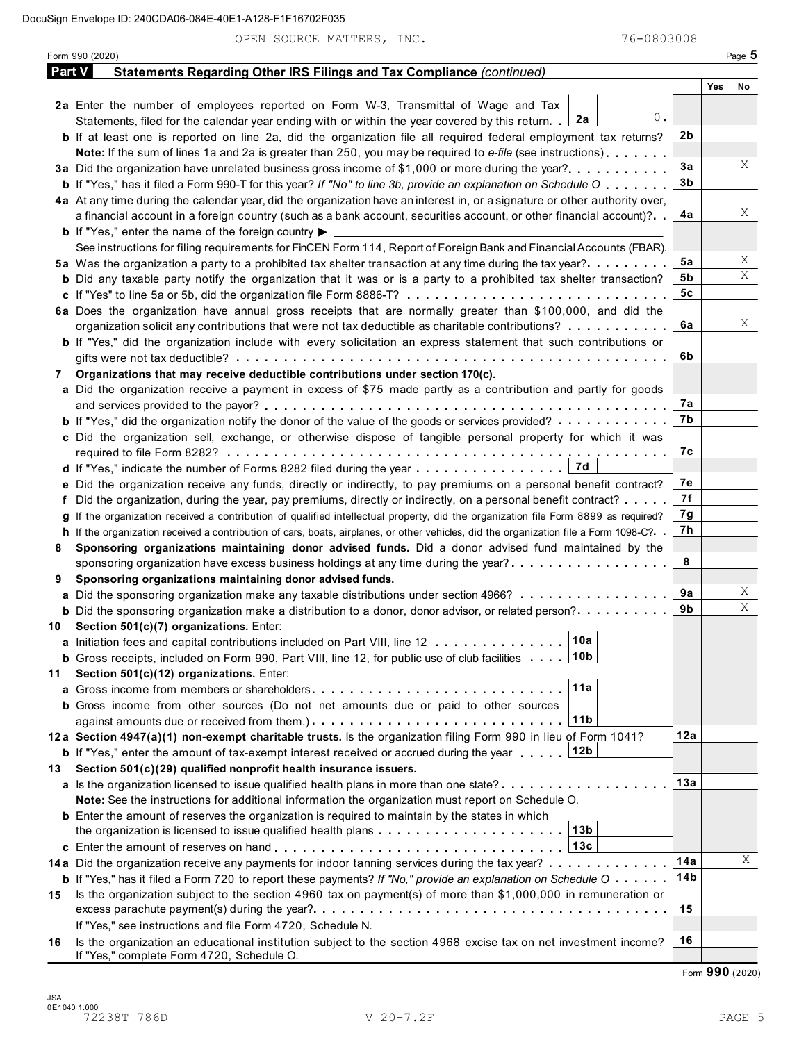OPEN SOURCE MATTERS, INC. 76-0803008

Form 990 (2020)

## Part V Statements Regarding Other IRS Filings and Tax Compliance *(continued)*

| | | | Yes | No |
|---|---|---|---|---|
| **2a** | Enter the number of employees reported on Form W-3, Transmittal of Wage and Tax Statements, filed for the calendar year ending with or within the year covered by this return. . **2a** 0. | | | |
| **b** | If at least one is reported on line 2a, did the organization file all required federal employment tax returns? **Note:** If the sum of lines 1a and 2a is greater than 250, you may be required to *e-file* (see instructions) | **2b** | | |
| **3a** | Did the organization have unrelated business gross income of $1,000 or more during the year? | **3a** | | X |
| **b** | If "Yes," has it filed a Form 990-T for this year? *If "No" to line 3b, provide an explanation on Schedule O* | **3b** | | |
| **4a** | At any time during the calendar year, did the organization have an interest in, or a signature or other authority over, a financial account in a foreign country (such as a bank account, securities account, or other financial account)? | **4a** | | X |
| **b** | If "Yes," enter the name of the foreign country ▶ See instructions for filing requirements for FinCEN Form 114, Report of Foreign Bank and Financial Accounts (FBAR). | | | |
| **5a** | Was the organization a party to a prohibited tax shelter transaction at any time during the tax year? | **5a** | | X |
| **b** | Did any taxable party notify the organization that it was or is a party to a prohibited tax shelter transaction? | **5b** | | X |
| **c** | If "Yes" to line 5a or 5b, did the organization file Form 8886-T? | **5c** | | |
| **6a** | Does the organization have annual gross receipts that are normally greater than $100,000, and did the organization solicit any contributions that were not tax deductible as charitable contributions? | **6a** | | X |
| **b** | If "Yes," did the organization include with every solicitation an express statement that such contributions or gifts were not tax deductible? | **6b** | | |
| **7** | **Organizations that may receive deductible contributions under section 170(c).** | | | |
| **a** | Did the organization receive a payment in excess of $75 made partly as a contribution and partly for goods and services provided to the payor? | **7a** | | |
| **b** | If "Yes," did the organization notify the donor of the value of the goods or services provided? | **7b** | | |
| **c** | Did the organization sell, exchange, or otherwise dispose of tangible personal property for which it was required to file Form 8282? | **7c** | | |
| **d** | If "Yes," indicate the number of Forms 8282 filed during the year **7d** | | | |
| **e** | Did the organization receive any funds, directly or indirectly, to pay premiums on a personal benefit contract? | **7e** | | |
| **f** | Did the organization, during the year, pay premiums, directly or indirectly, on a personal benefit contract? | **7f** | | |
| **g** | If the organization received a contribution of qualified intellectual property, did the organization file Form 8899 as required? | **7g** | | |
| **h** | If the organization received a contribution of cars, boats, airplanes, or other vehicles, did the organization file a Form 1098-C? | **7h** | | |
| **8** | **Sponsoring organizations maintaining donor advised funds.** Did a donor advised fund maintained by the sponsoring organization have excess business holdings at any time during the year? | **8** | | |
| **9** | **Sponsoring organizations maintaining donor advised funds.** | | | |
| **a** | Did the sponsoring organization make any taxable distributions under section 4966? | **9a** | | X |
| **b** | Did the sponsoring organization make a distribution to a donor, donor advisor, or related person? | **9b** | | X |
| **10** | **Section 501(c)(7) organizations.** Enter: | | | |
| **a** | Initiation fees and capital contributions included on Part VIII, line 12 **10a** | | | |
| **b** | Gross receipts, included on Form 990, Part VIII, line 12, for public use of club facilities **10b** | | | |
| **11** | **Section 501(c)(12) organizations.** Enter: | | | |
| **a** | Gross income from members or shareholders **11a** | | | |
| **b** | Gross income from other sources (Do not net amounts due or paid to other sources against amounts due or received from them.) **11b** | | | |
| **12a** | **Section 4947(a)(1) non-exempt charitable trusts.** Is the organization filing Form 990 in lieu of Form 1041? | **12a** | | |
| **b** | If "Yes," enter the amount of tax-exempt interest received or accrued during the year **12b** | | | |
| **13** | **Section 501(c)(29) qualified nonprofit health insurance issuers.** | | | |
| **a** | Is the organization licensed to issue qualified health plans in more than one state? **Note:** See the instructions for additional information the organization must report on Schedule O. | **13a** | | |
| **b** | Enter the amount of reserves the organization is required to maintain by the states in which the organization is licensed to issue qualified health plans **13b** | | | |
| **c** | Enter the amount of reserves on hand **13c** | | | |
| **14a** | Did the organization receive any payments for indoor tanning services during the tax year? | **14a** | | X |
| **b** | If "Yes," has it filed a Form 720 to report these payments? *If "No," provide an explanation on Schedule O* | **14b** | | |
| **15** | Is the organization subject to the section 4960 tax on payment(s) of more than $1,000,000 in remuneration or excess parachute payment(s) during the year? If "Yes," see instructions and file Form 4720, Schedule N. | **15** | | |
| **16** | Is the organization an educational institution subject to the section 4968 excise tax on net investment income? If "Yes," complete Form 4720, Schedule O. | **16** | | |

Form **990** (2020)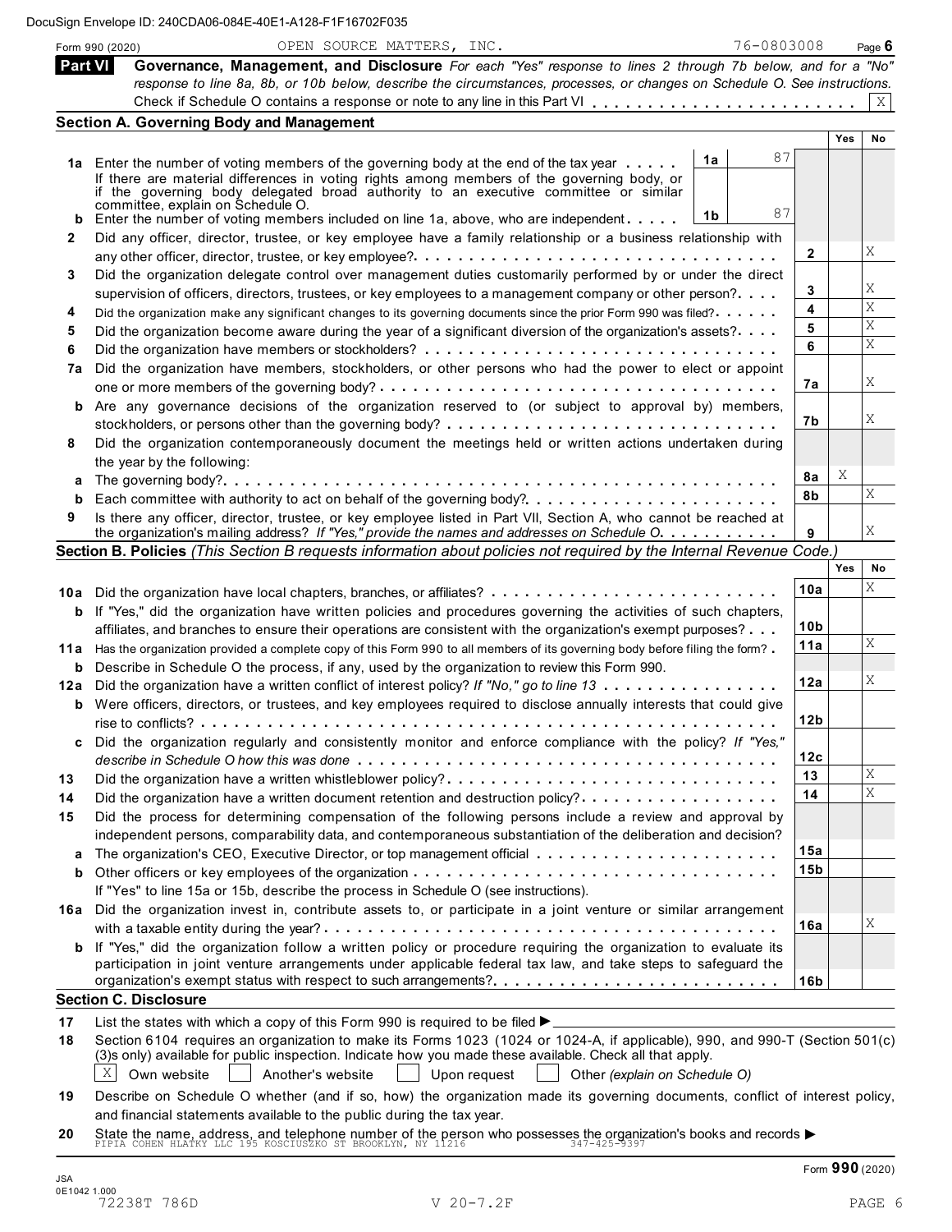DocuSign Envelope ID: 240CDA06-084E-40E1-A128-F1F16702F035

Form 990 (2020) OPEN SOURCE MATTERS, INC. 76-0803008 Page **6**

## Part VI Governance, Management, and Disclosure

*For each "Yes" response to lines 2 through 7b below, and for a "No" response to line 8a, 8b, or 10b below, describe the circumstances, processes, or changes on Schedule O. See instructions.*

Check if Schedule O contains a response or note to any line in this Part VI . . . . . . . . . . . . . . . . . . . . . . . X

### Section A. Governing Body and Management

| | | | | Yes | No |
|---|---|---|---|---|---|
| **1a** | Enter the number of voting members of the governing body at the end of the tax year . . . . . If there are material differences in voting rights among members of the governing body, or if the governing body delegated broad authority to an executive committee or similar committee, explain on Schedule O. | 1a: 87 | | | |
| **b** | Enter the number of voting members included on line 1a, above, who are independent . . . . . | 1b: 87 | | | |
| **2** | Did any officer, director, trustee, or key employee have a family relationship or a business relationship with any other officer, director, trustee, or key employee? | | 2 | | X |
| **3** | Did the organization delegate control over management duties customarily performed by or under the direct supervision of officers, directors, trustees, or key employees to a management company or other person? | | 3 | | X |
| **4** | Did the organization make any significant changes to its governing documents since the prior Form 990 was filed? | | 4 | | X |
| **5** | Did the organization become aware during the year of a significant diversion of the organization's assets? | | 5 | | X |
| **6** | Did the organization have members or stockholders? | | 6 | | X |
| **7a** | Did the organization have members, stockholders, or other persons who had the power to elect or appoint one or more members of the governing body? | | 7a | | X |
| **b** | Are any governance decisions of the organization reserved to (or subject to approval by) members, stockholders, or persons other than the governing body? | | 7b | | X |
| **8** | Did the organization contemporaneously document the meetings held or written actions undertaken during the year by the following: | | | | |
| **a** | The governing body? | | 8a | X | |
| **b** | Each committee with authority to act on behalf of the governing body? | | 8b | | X |
| **9** | Is there any officer, director, trustee, or key employee listed in Part VII, Section A, who cannot be reached at the organization's mailing address? *If "Yes," provide the names and addresses on Schedule O* | | 9 | | X |

### Section B. Policies *(This Section B requests information about policies not required by the Internal Revenue Code.)*

| | | | Yes | No |
|---|---|---|---|---|
| **10a** | Did the organization have local chapters, branches, or affiliates? | 10a | | X |
| **b** | If "Yes," did the organization have written policies and procedures governing the activities of such chapters, affiliates, and branches to ensure their operations are consistent with the organization's exempt purposes? | 10b | | |
| **11a** | Has the organization provided a complete copy of this Form 990 to all members of its governing body before filing the form? | 11a | | X |
| **b** | Describe in Schedule O the process, if any, used by the organization to review this Form 990. | | | |
| **12a** | Did the organization have a written conflict of interest policy? *If "No," go to line 13* | 12a | | X |
| **b** | Were officers, directors, or trustees, and key employees required to disclose annually interests that could give rise to conflicts? | 12b | | |
| **c** | Did the organization regularly and consistently monitor and enforce compliance with the policy? *If "Yes," describe in Schedule O how this was done* | 12c | | |
| **13** | Did the organization have a written whistleblower policy? | 13 | | X |
| **14** | Did the organization have a written document retention and destruction policy? | 14 | | X |
| **15** | Did the process for determining compensation of the following persons include a review and approval by independent persons, comparability data, and contemporaneous substantiation of the deliberation and decision? | | | |
| **a** | The organization's CEO, Executive Director, or top management official | 15a | | |
| **b** | Other officers or key employees of the organization. If "Yes" to line 15a or 15b, describe the process in Schedule O (see instructions). | 15b | | |
| **16a** | Did the organization invest in, contribute assets to, or participate in a joint venture or similar arrangement with a taxable entity during the year? | 16a | | X |
| **b** | If "Yes," did the organization follow a written policy or procedure requiring the organization to evaluate its participation in joint venture arrangements under applicable federal tax law, and take steps to safeguard the organization's exempt status with respect to such arrangements? | 16b | | |

### Section C. Disclosure

**17** List the states with which a copy of this Form 990 is required to be filed ►

**18** Section 6104 requires an organization to make its Forms 1023 (1024 or 1024-A, if applicable), 990, and 990-T (Section 501(c)(3)s only) available for public inspection. Indicate how you made these available. Check all that apply.

[X] Own website [ ] Another's website [ ] Upon request [ ] Other *(explain on Schedule O)*

**19** Describe on Schedule O whether (and if so, how) the organization made its governing documents, conflict of interest policy, and financial statements available to the public during the tax year.

**20** State the name, address, and telephone number of the person who possesses the organization's books and records ►
PIPIA COHEN HLATKY LLC 195 KOSCIUSZKO ST BROOKLYN, NY 11216 347-425-9397

Form **990** (2020)

JSA 0E1042 1.000
72238T 786D V 20-7.2F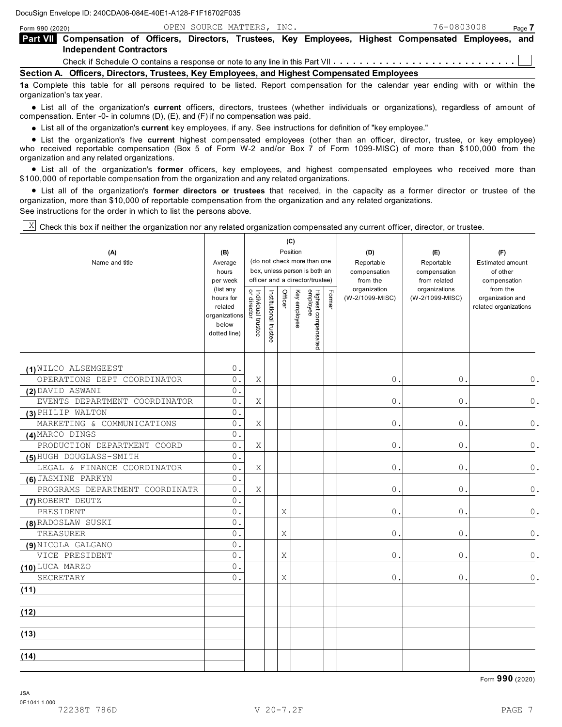DocuSign Envelope ID: 240CDA06-084E-40E1-A128-F1F16702F035

Form 990 (2020) OPEN SOURCE MATTERS, INC. 76-0803008

## Part VII Compensation of Officers, Directors, Trustees, Key Employees, Highest Compensated Employees, and Independent Contractors

Check if Schedule O contains a response or note to any line in this Part VII . . . . . . . . . . . . . . . . . . . . . . . . . . . . ☐

### Section A. Officers, Directors, Trustees, Key Employees, and Highest Compensated Employees

**1a** Complete this table for all persons required to be listed. Report compensation for the calendar year ending with or within the organization's tax year.

- List all of the organization's **current** officers, directors, trustees (whether individuals or organizations), regardless of amount of compensation. Enter -0- in columns (D), (E), and (F) if no compensation was paid.
- List all of the organization's **current** key employees, if any. See instructions for definition of "key employee."
- List the organization's five **current** highest compensated employees (other than an officer, director, trustee, or key employee) who received reportable compensation (Box 5 of Form W-2 and/or Box 7 of Form 1099-MISC) of more than $100,000 from the organization and any related organizations.
- List all of the organization's **former** officers, key employees, and highest compensated employees who received more than $100,000 of reportable compensation from the organization and any related organizations.
- List all of the organization's **former directors or trustees** that received, in the capacity as a former director or trustee of the organization, more than $10,000 of reportable compensation from the organization and any related organizations.

See instructions for the order in which to list the persons above.

☒ Check this box if neither the organization nor any related organization compensated any current officer, director, or trustee.

| (A) Name and title | (B) Average hours per week (list any hours for related organizations below dotted line) | (C) Position (do not check more than one box, unless person is both an officer and a director/trustee) | | | | | | (D) Reportable compensation from the organization (W-2/1099-MISC) | (E) Reportable compensation from related organizations (W-2/1099-MISC) | (F) Estimated amount of other compensation from the organization and related organizations |
|---|---|---|---|---|---|---|---|---|---|---|
| | | Individual trustee or director | Institutional trustee | Officer | Key employee | Highest compensated employee | Former | | | |
| (1) WILCO ALSEMGEEST | 0. | | | | | | | | | |
| OPERATIONS DEPT COORDINATOR | 0. | X | | | | | | 0. | 0. | 0. |
| (2) DAVID ASWANI | 0. | | | | | | | | | |
| EVENTS DEPARTMENT COORDINATOR | 0. | X | | | | | | 0. | 0. | 0. |
| (3) PHILIP WALTON | 0. | | | | | | | | | |
| MARKETING & COMMUNICATIONS | 0. | X | | | | | | 0. | 0. | 0. |
| (4) MARCO DINGS | 0. | | | | | | | | | |
| PRODUCTION DEPARTMENT COORD | 0. | X | | | | | | 0. | 0. | 0. |
| (5) HUGH DOUGLASS-SMITH | 0. | | | | | | | | | |
| LEGAL & FINANCE COORDINATOR | 0. | X | | | | | | 0. | 0. | 0. |
| (6) JASMINE PARKYN | 0. | | | | | | | | | |
| PROGRAMS DEPARTMENT COORDINATR | 0. | X | | | | | | 0. | 0. | 0. |
| (7) ROBERT DEUTZ | 0. | | | | | | | | | |
| PRESIDENT | 0. | | | X | | | | 0. | 0. | 0. |
| (8) RADOSLAW SUSKI | 0. | | | | | | | | | |
| TREASURER | 0. | | | X | | | | 0. | 0. | 0. |
| (9) NICOLA GALGANO | 0. | | | | | | | | | |
| VICE PRESIDENT | 0. | | | X | | | | 0. | 0. | 0. |
| (10) LUCA MARZO | 0. | | | | | | | | | |
| SECRETARY | 0. | | | X | | | | 0. | 0. | 0. |
| (11) | | | | | | | | | | |
| (12) | | | | | | | | | | |
| (13) | | | | | | | | | | |
| (14) | | | | | | | | | | |

Form **990** (2020)

JSA
0E1041 1.000
72238T 786D V 20-7.2F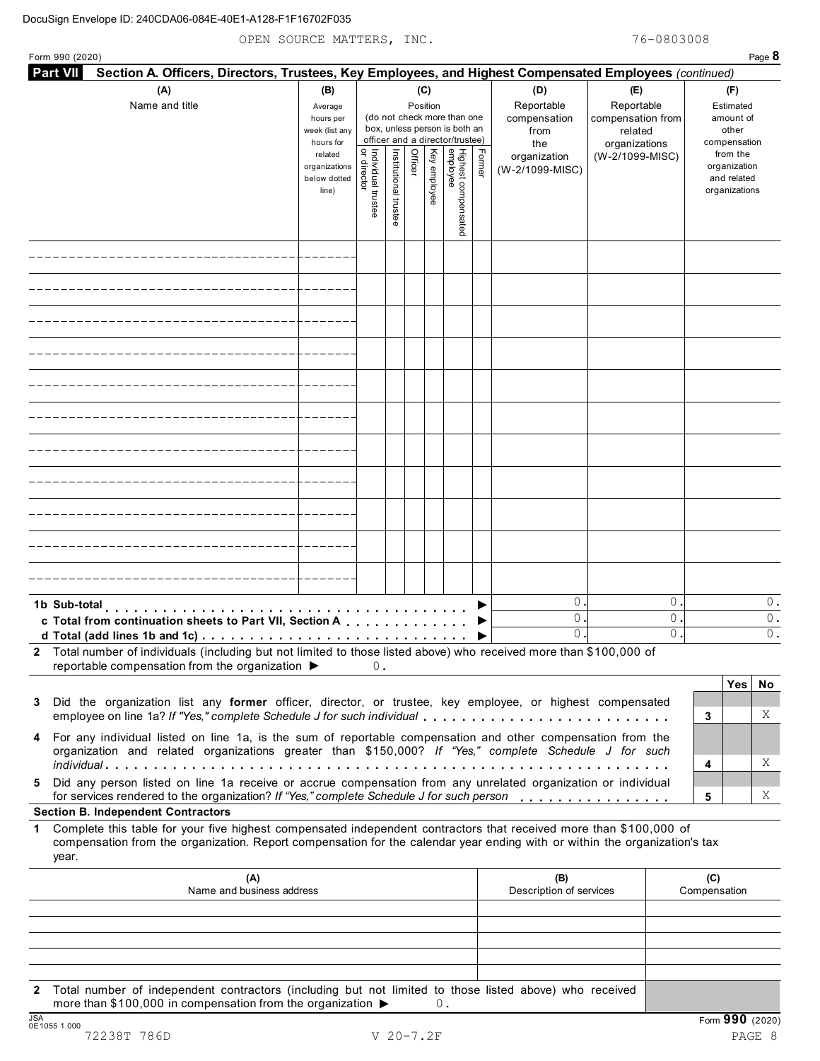DocuSign Envelope ID: 240CDA06-084E-40E1-A128-F1F16702F035

OPEN SOURCE MATTERS, INC. 76-0803008

Form 990 (2020) Page **8**

**Part VII Section A. Officers, Directors, Trustees, Key Employees, and Highest Compensated Employees** *(continued)*

| (A) Name and title | (B) Average hours per week (list any hours for related organizations below dotted line) | (C) Position (do not check more than one box, unless person is both an officer and a director/trustee): Individual trustee or director | Institutional trustee | Officer | Key employee | Highest compensated employee | Former | (D) Reportable compensation from the organization (W-2/1099-MISC) | (E) Reportable compensation from related organizations (W-2/1099-MISC) | (F) Estimated amount of other compensation from the organization and related organizations |
|---|---|---|---|---|---|---|---|---|---|---|
| | | | | | | | | | | |
| | | | | | | | | | | |
| | | | | | | | | | | |
| | | | | | | | | | | |
| | | | | | | | | | | |
| | | | | | | | | | | |
| | | | | | | | | | | |
| | | | | | | | | | | |
| | | | | | | | | | | |
| | | | | | | | | | | |
| | | | | | | | | | | |
| **1b Sub-total** | | | | | | | ▶ | 0. | 0. | 0. |
| **c Total from continuation sheets to Part VII, Section A** | | | | | | | ▶ | 0. | 0. | 0. |
| **d Total (add lines 1b and 1c)** | | | | | | | ▶ | 0. | 0. | 0. |

**2** Total number of individuals (including but not limited to those listed above) who received more than $100,000 of reportable compensation from the organization ▶ 0.

| | | Yes | No |
|---|---|---|---|
| **3** Did the organization list any **former** officer, director, or trustee, key employee, or highest compensated employee on line 1a? *If "Yes," complete Schedule J for such individual* | 3 | | X |
| **4** For any individual listed on line 1a, is the sum of reportable compensation and other compensation from the organization and related organizations greater than $150,000? *If "Yes," complete Schedule J for such individual* | 4 | | X |
| **5** Did any person listed on line 1a receive or accrue compensation from any unrelated organization or individual for services rendered to the organization? *If "Yes," complete Schedule J for such person* | 5 | | X |

**Section B. Independent Contractors**

**1** Complete this table for your five highest compensated independent contractors that received more than $100,000 of compensation from the organization. Report compensation for the calendar year ending with or within the organization's tax year.

| (A) Name and business address | (B) Description of services | (C) Compensation |
|---|---|---|
| | | |
| | | |
| | | |
| | | |
| | | |

**2** Total number of independent contractors (including but not limited to those listed above) who received more than $100,000 in compensation from the organization ▶ 0.

JSA 0E1055 1.000 Form **990** (2020)

72238T 786D V 20-7.2F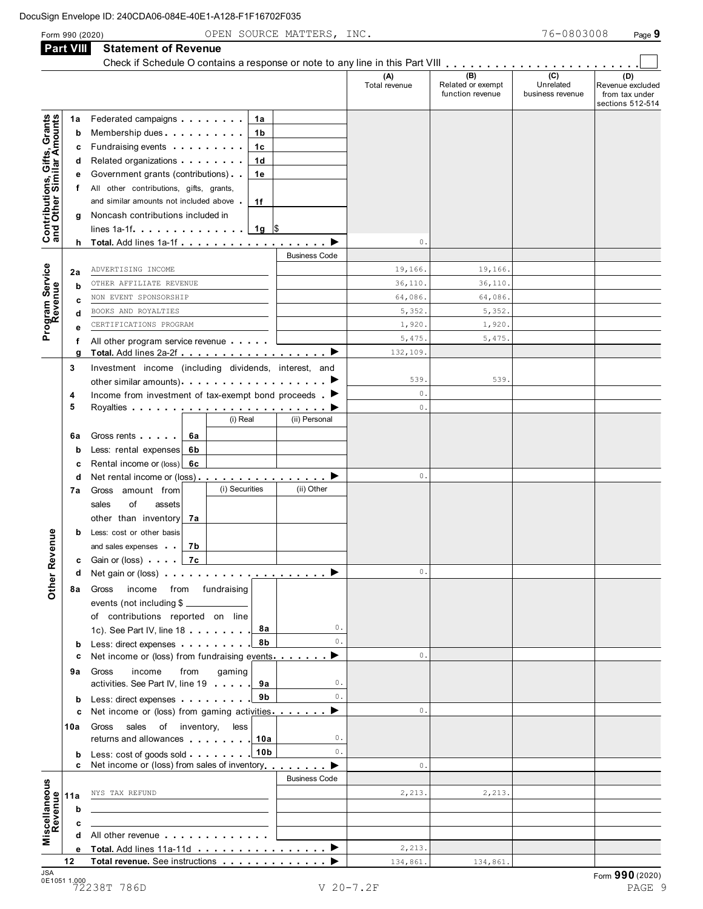DocuSign Envelope ID: 240CDA06-084E-40E1-A128-F1F16702F035

Form 990 (2020) OPEN SOURCE MATTERS, INC. 76-0803008

## Part VIII Statement of Revenue

Check if Schedule O contains a response or note to any line in this Part VIII . . . . . . . . . . . . . . . . . . . . . . ☐

| | | | | (A) Total revenue | (B) Related or exempt function revenue | (C) Unrelated business revenue | (D) Revenue excluded from tax under sections 512-514 |
|---|---|---|---|---|---|---|---|
| **Contributions, Gifts, Grants and Other Similar Amounts** | 1a Federated campaigns | 1a | | | | | |
| | b Membership dues | 1b | | | | | |
| | c Fundraising events | 1c | | | | | |
| | d Related organizations | 1d | | | | | |
| | e Government grants (contributions) | 1e | | | | | |
| | f All other contributions, gifts, grants, and similar amounts not included above | 1f | | | | | |
| | g Noncash contributions included in lines 1a-1f | 1g | $ | | | | |
| | h **Total.** Add lines 1a-1f | | | 0. | | | |
| **Program Service Revenue** | | | Business Code | | | | |
| | 2a ADVERTISING INCOME | | | 19,166. | 19,166. | | |
| | b OTHER AFFILIATE REVENUE | | | 36,110. | 36,110. | | |
| | c NON EVENT SPONSORSHIP | | | 64,086. | 64,086. | | |
| | d BOOKS AND ROYALTIES | | | 5,352. | 5,352. | | |
| | e CERTIFICATIONS PROGRAM | | | 1,920. | 1,920. | | |
| | f All other program service revenue | | | 5,475. | 5,475. | | |
| | g **Total.** Add lines 2a-2f | | | 132,109. | | | |
| **Other Revenue** | 3 Investment income (including dividends, interest, and other similar amounts) | | | 539. | 539. | | |
| | 4 Income from investment of tax-exempt bond proceeds | | | 0. | | | |
| | 5 Royalties | | | 0. | | | |
| | | | (i) Real / (ii) Personal | | | | |
| | 6a Gross rents | 6a | | | | | |
| | b Less: rental expenses | 6b | | | | | |
| | c Rental income or (loss) | 6c | | | | | |
| | d Net rental income or (loss) | | | 0. | | | |
| | | | (i) Securities / (ii) Other | | | | |
| | 7a Gross amount from sales of assets other than inventory | 7a | | | | | |
| | b Less: cost or other basis and sales expenses | 7b | | | | | |
| | c Gain or (loss) | 7c | | | | | |
| | d Net gain or (loss) | | | 0. | | | |
| | 8a Gross income from fundraising events (not including $ ______ of contributions reported on line 1c). See Part IV, line 18 | 8a | 0. | | | | |
| | b Less: direct expenses | 8b | 0. | | | | |
| | c Net income or (loss) from fundraising events | | | 0. | | | |
| | 9a Gross income from gaming activities. See Part IV, line 19 | 9a | 0. | | | | |
| | b Less: direct expenses | 9b | 0. | | | | |
| | c Net income or (loss) from gaming activities | | | 0. | | | |
| | 10a Gross sales of inventory, less returns and allowances | 10a | 0. | | | | |
| | b Less: cost of goods sold | 10b | 0. | | | | |
| | c Net income or (loss) from sales of inventory | | | 0. | | | |
| **Miscellaneous Revenue** | | | Business Code | | | | |
| | 11a NYS TAX REFUND | | | 2,213. | 2,213. | | |
| | b | | | | | | |
| | c | | | | | | |
| | d All other revenue | | | | | | |
| | e **Total.** Add lines 11a-11d | | | 2,213. | | | |
| | 12 **Total revenue.** See instructions | | | 134,861. | 134,861. | | |

JSA 0E1051 1.000 72238T 786D V 20-7.2F

Form **990** (2020)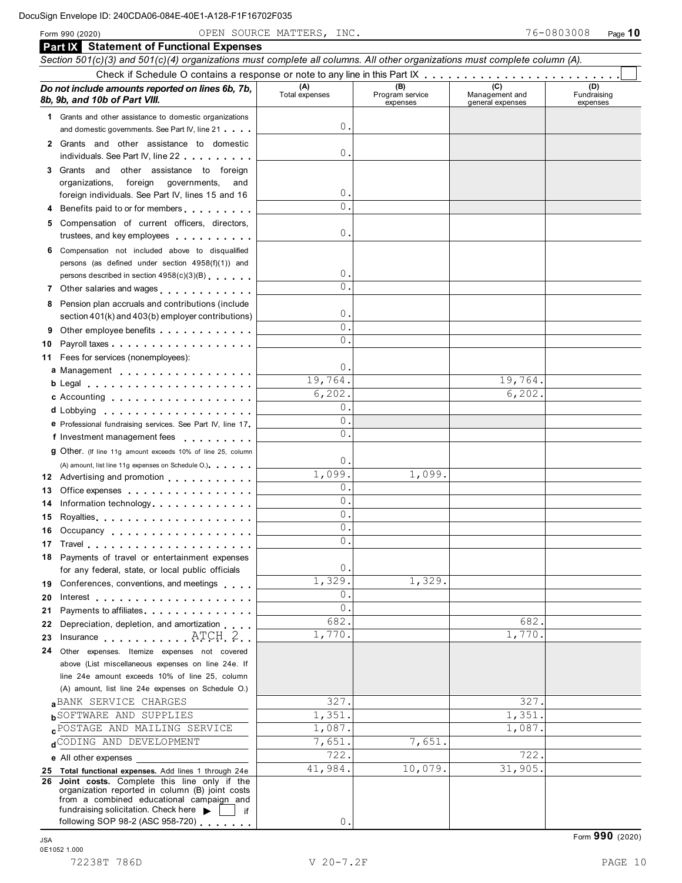DocuSign Envelope ID: 240CDA06-084E-40E1-A128-F1F16702F035

Form 990 (2020) OPEN SOURCE MATTERS, INC. 76-0803008 Page **10**

## Part IX Statement of Functional Expenses

*Section 501(c)(3) and 501(c)(4) organizations must complete all columns. All other organizations must complete column (A).*

Check if Schedule O contains a response or note to any line in this Part IX . . . . . . . . . . ☐

| *Do not include amounts reported on lines 6b, 7b, 8b, 9b, and 10b of Part VIII.* | (A) Total expenses | (B) Program service expenses | (C) Management and general expenses | (D) Fundraising expenses |
|---|---|---|---|---|
| **1** Grants and other assistance to domestic organizations and domestic governments. See Part IV, line 21 | 0. | | | |
| **2** Grants and other assistance to domestic individuals. See Part IV, line 22 | 0. | | | |
| **3** Grants and other assistance to foreign organizations, foreign governments, and foreign individuals. See Part IV, lines 15 and 16 | 0. | | | |
| **4** Benefits paid to or for members | 0. | | | |
| **5** Compensation of current officers, directors, trustees, and key employees | 0. | | | |
| **6** Compensation not included above to disqualified persons (as defined under section 4958(f)(1)) and persons described in section 4958(c)(3)(B) | 0. | | | |
| **7** Other salaries and wages | 0. | | | |
| **8** Pension plan accruals and contributions (include section 401(k) and 403(b) employer contributions) | 0. | | | |
| **9** Other employee benefits | 0. | | | |
| **10** Payroll taxes | 0. | | | |
| **11** Fees for services (nonemployees): | | | | |
| **a** Management | 0. | | | |
| **b** Legal | 19,764. | | 19,764. | |
| **c** Accounting | 6,202. | | 6,202. | |
| **d** Lobbying | 0. | | | |
| **e** Professional fundraising services. See Part IV, line 17 | 0. | | | |
| **f** Investment management fees | 0. | | | |
| **g** Other. (If line 11g amount exceeds 10% of line 25, column (A) amount, list line 11g expenses on Schedule O.) | 0. | | | |
| **12** Advertising and promotion | 1,099. | 1,099. | | |
| **13** Office expenses | 0. | | | |
| **14** Information technology | 0. | | | |
| **15** Royalties | 0. | | | |
| **16** Occupancy | 0. | | | |
| **17** Travel | 0. | | | |
| **18** Payments of travel or entertainment expenses for any federal, state, or local public officials | 0. | | | |
| **19** Conferences, conventions, and meetings | 1,329. | 1,329. | | |
| **20** Interest | 0. | | | |
| **21** Payments to affiliates | 0. | | | |
| **22** Depreciation, depletion, and amortization | 682. | | 682. | |
| **23** Insurance ATCH 2 | 1,770. | | 1,770. | |
| **24** Other expenses. Itemize expenses not covered above (List miscellaneous expenses on line 24e. If line 24e amount exceeds 10% of line 25, column (A) amount, list line 24e expenses on Schedule O.) | | | | |
| **a** BANK SERVICE CHARGES | 327. | | 327. | |
| **b** SOFTWARE AND SUPPLIES | 1,351. | | 1,351. | |
| **c** POSTAGE AND MAILING SERVICE | 1,087. | | 1,087. | |
| **d** CODING AND DEVELOPMENT | 7,651. | 7,651. | | |
| **e** All other expenses | 722. | | 722. | |
| **25 Total functional expenses.** Add lines 1 through 24e | 41,984. | 10,079. | 31,905. | |
| **26 Joint costs.** Complete this line only if the organization reported in column (B) joint costs from a combined educational campaign and fundraising solicitation. Check here ▶ ☐ if following SOP 98-2 (ASC 958-720) | 0. | | | |

JSA 0E1052 1.000

Form **990** (2020)

72238T 786D V 20-7.2F PAGE 10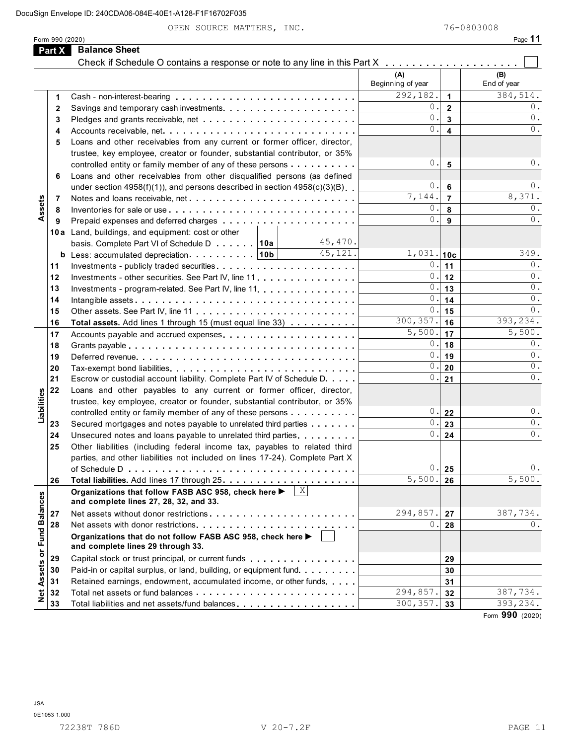OPEN SOURCE MATTERS, INC. 76-0803008

Form 990 (2020)

## Part X Balance Sheet

Check if Schedule O contains a response or note to any line in this Part X . . . . . . . . . . . . . . . . . . . . ☐

| | | | (A) Beginning of year | | (B) End of year |
|---|---|---|---|---|---|
| Assets | 1 | Cash - non-interest-bearing | 292,182. | 1 | 384,514. |
| | 2 | Savings and temporary cash investments | 0. | 2 | 0. |
| | 3 | Pledges and grants receivable, net | 0. | 3 | 0. |
| | 4 | Accounts receivable, net | 0. | 4 | 0. |
| | 5 | Loans and other receivables from any current or former officer, director, trustee, key employee, creator or founder, substantial contributor, or 35% controlled entity or family member of any of these persons | 0. | 5 | 0. |
| | 6 | Loans and other receivables from other disqualified persons (as defined under section 4958(f)(1)), and persons described in section 4958(c)(3)(B) | 0. | 6 | 0. |
| | 7 | Notes and loans receivable, net | 7,144. | 7 | 8,371. |
| | 8 | Inventories for sale or use | 0. | 8 | 0. |
| | 9 | Prepaid expenses and deferred charges | 0. | 9 | 0. |
| | 10a | Land, buildings, and equipment: cost or other basis. Complete Part VI of Schedule D . . . 10a 45,470. | | | |
| | b | Less: accumulated depreciation . . . 10b 45,121. | 1,031. | 10c | 349. |
| | 11 | Investments - publicly traded securities | 0. | 11 | 0. |
| | 12 | Investments - other securities. See Part IV, line 11 | 0. | 12 | 0. |
| | 13 | Investments - program-related. See Part IV, line 11 | 0. | 13 | 0. |
| | 14 | Intangible assets | 0. | 14 | 0. |
| | 15 | Other assets. See Part IV, line 11 | 0. | 15 | 0. |
| | 16 | **Total assets.** Add lines 1 through 15 (must equal line 33) | 300,357. | 16 | 393,234. |
| Liabilities | 17 | Accounts payable and accrued expenses | 5,500. | 17 | 5,500. |
| | 18 | Grants payable | 0. | 18 | 0. |
| | 19 | Deferred revenue | 0. | 19 | 0. |
| | 20 | Tax-exempt bond liabilities | 0. | 20 | 0. |
| | 21 | Escrow or custodial account liability. Complete Part IV of Schedule D | 0. | 21 | 0. |
| | 22 | Loans and other payables to any current or former officer, director, trustee, key employee, creator or founder, substantial contributor, or 35% controlled entity or family member of any of these persons | 0. | 22 | 0. |
| | 23 | Secured mortgages and notes payable to unrelated third parties | 0. | 23 | 0. |
| | 24 | Unsecured notes and loans payable to unrelated third parties | 0. | 24 | 0. |
| | 25 | Other liabilities (including federal income tax, payables to related third parties, and other liabilities not included on lines 17-24). Complete Part X of Schedule D | 0. | 25 | 0. |
| | 26 | **Total liabilities.** Add lines 17 through 25 | 5,500. | 26 | 5,500. |
| Net Assets or Fund Balances | | **Organizations that follow FASB ASC 958, check here ▶** ☒ **and complete lines 27, 28, 32, and 33.** | | | |
| | 27 | Net assets without donor restrictions | 294,857. | 27 | 387,734. |
| | 28 | Net assets with donor restrictions | 0. | 28 | 0. |
| | | **Organizations that do not follow FASB ASC 958, check here ▶** ☐ **and complete lines 29 through 33.** | | | |
| | 29 | Capital stock or trust principal, or current funds | | 29 | |
| | 30 | Paid-in or capital surplus, or land, building, or equipment fund | | 30 | |
| | 31 | Retained earnings, endowment, accumulated income, or other funds | | 31 | |
| | 32 | Total net assets or fund balances | 294,857. | 32 | 387,734. |
| | 33 | Total liabilities and net assets/fund balances | 300,357. | 33 | 393,234. |

Form **990** (2020)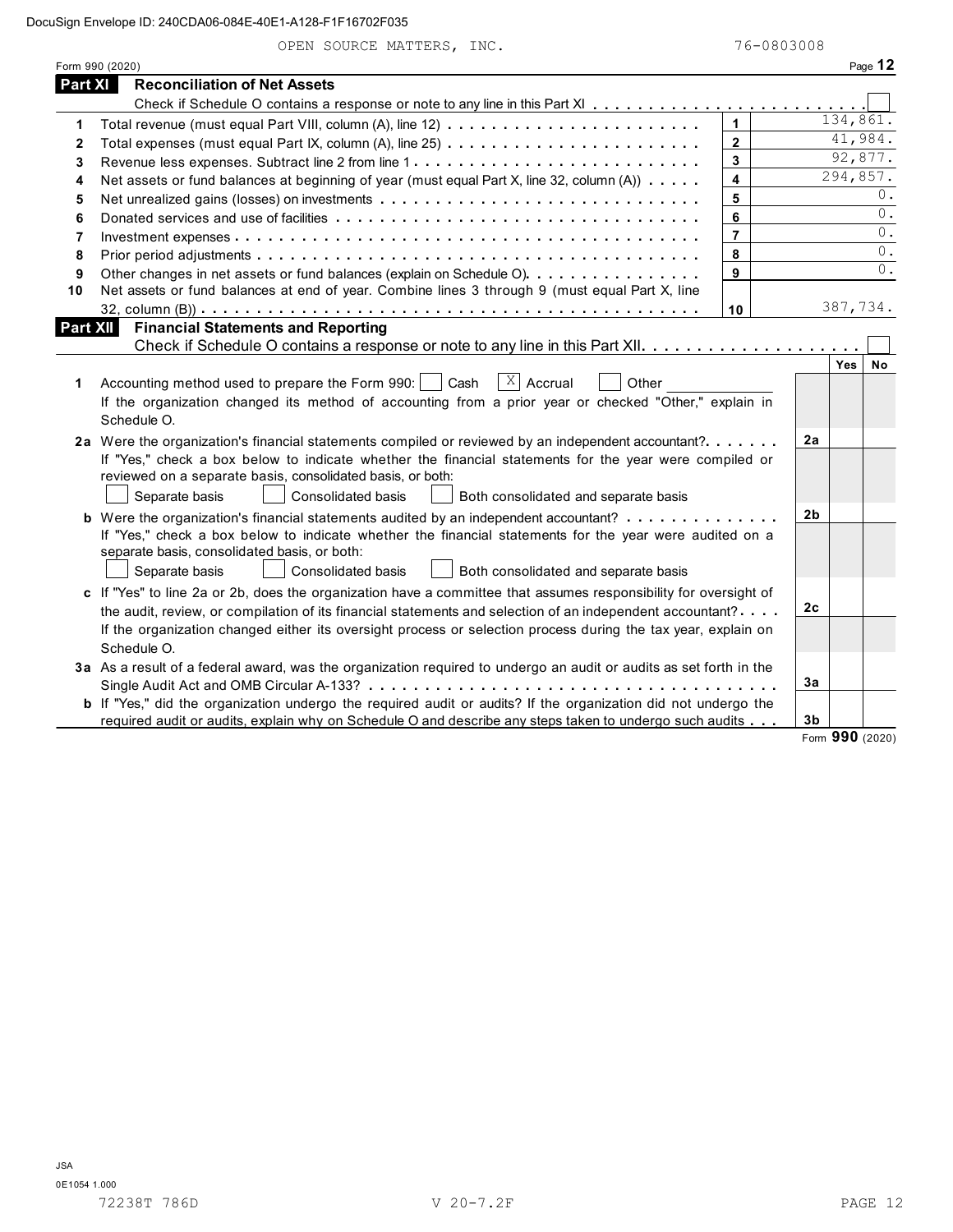DocuSign Envelope ID: 240CDA06-084E-40E1-A128-F1F16702F035

OPEN SOURCE MATTERS, INC. 76-0803008

Form 990 (2020)

## Part XI Reconciliation of Net Assets

Check if Schedule O contains a response or note to any line in this Part XI . . . ☐

| | | | |
|---|---|---|---|
| 1 | Total revenue (must equal Part VIII, column (A), line 12) | 1 | 134,861. |
| 2 | Total expenses (must equal Part IX, column (A), line 25) | 2 | 41,984. |
| 3 | Revenue less expenses. Subtract line 2 from line 1 | 3 | 92,877. |
| 4 | Net assets or fund balances at beginning of year (must equal Part X, line 32, column (A)) | 4 | 294,857. |
| 5 | Net unrealized gains (losses) on investments | 5 | 0. |
| 6 | Donated services and use of facilities | 6 | 0. |
| 7 | Investment expenses | 7 | 0. |
| 8 | Prior period adjustments | 8 | 0. |
| 9 | Other changes in net assets or fund balances (explain on Schedule O) | 9 | 0. |
| 10 | Net assets or fund balances at end of year. Combine lines 3 through 9 (must equal Part X, line 32, column (B)) | 10 | 387,734. |

## Part XII Financial Statements and Reporting

Check if Schedule O contains a response or note to any line in this Part XII . . . ☐

| | | | Yes | No |
|---|---|---|---|---|
| 1 | Accounting method used to prepare the Form 990: ☐ Cash ☒ Accrual ☐ Other ______ <br> If the organization changed its method of accounting from a prior year or checked "Other," explain in Schedule O. | | | |
| 2a | Were the organization's financial statements compiled or reviewed by an independent accountant? <br> If "Yes," check a box below to indicate whether the financial statements for the year were compiled or reviewed on a separate basis, consolidated basis, or both: <br> ☐ Separate basis ☐ Consolidated basis ☐ Both consolidated and separate basis | 2a | | |
| b | Were the organization's financial statements audited by an independent accountant? <br> If "Yes," check a box below to indicate whether the financial statements for the year were audited on a separate basis, consolidated basis, or both: <br> ☐ Separate basis ☐ Consolidated basis ☐ Both consolidated and separate basis | 2b | | |
| c | If "Yes" to line 2a or 2b, does the organization have a committee that assumes responsibility for oversight of the audit, review, or compilation of its financial statements and selection of an independent accountant? <br> If the organization changed either its oversight process or selection process during the tax year, explain on Schedule O. | 2c | | |
| 3a | As a result of a federal award, was the organization required to undergo an audit or audits as set forth in the Single Audit Act and OMB Circular A-133? | 3a | | |
| b | If "Yes," did the organization undergo the required audit or audits? If the organization did not undergo the required audit or audits, explain why on Schedule O and describe any steps taken to undergo such audits | 3b | | |

Form **990** (2020)

JSA
0E1054 1.000
72238T 786D V 20-7.2F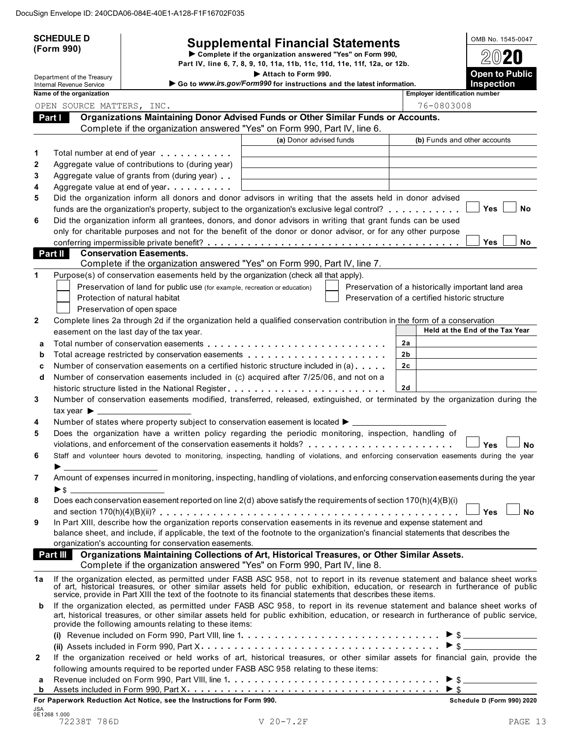DocuSign Envelope ID: 240CDA06-084E-40E1-A128-F1F16702F035

# SCHEDULE D (Form 990)

## Supplemental Financial Statements

▶ Complete if the organization answered "Yes" on Form 990, Part IV, line 6, 7, 8, 9, 10, 11a, 11b, 11c, 11d, 11e, 11f, 12a, or 12b.

▶ Attach to Form 990.

▶ Go to *www.irs.gov/Form990* for instructions and the latest information.

Department of the Treasury
Internal Revenue Service

OMB No. 1545-0047

2020

**Open to Public Inspection**

| Name of the organization | Employer identification number |
|---|---|
| OPEN SOURCE MATTERS, INC. | 76-0803008 |

### Part I — Organizations Maintaining Donor Advised Funds or Other Similar Funds or Accounts.

Complete if the organization answered "Yes" on Form 990, Part IV, line 6.

| | | (a) Donor advised funds | (b) Funds and other accounts |
|---|---|---|---|
| 1 | Total number at end of year | | |
| 2 | Aggregate value of contributions to (during year) | | |
| 3 | Aggregate value of grants from (during year) | | |
| 4 | Aggregate value at end of year | | |

5 Did the organization inform all donors and donor advisors in writing that the assets held in donor advised funds are the organization's property, subject to the organization's exclusive legal control? ☐ Yes ☐ No

6 Did the organization inform all grantees, donors, and donor advisors in writing that grant funds can be used only for charitable purposes and not for the benefit of the donor or donor advisor, or for any other purpose conferring impermissible private benefit? ☐ Yes ☐ No

### Part II — Conservation Easements.

Complete if the organization answered "Yes" on Form 990, Part IV, line 7.

1 Purpose(s) of conservation easements held by the organization (check all that apply).

- ☐ Preservation of land for public use (for example, recreation or education)
- ☐ Protection of natural habitat
- ☐ Preservation of open space
- ☐ Preservation of a historically important land area
- ☐ Preservation of a certified historic structure

2 Complete lines 2a through 2d if the organization held a qualified conservation contribution in the form of a conservation easement on the last day of the tax year.

| | | | Held at the End of the Tax Year |
|---|---|---|---|
| a | Total number of conservation easements | 2a | |
| b | Total acreage restricted by conservation easements | 2b | |
| c | Number of conservation easements on a certified historic structure included in (a) | 2c | |
| d | Number of conservation easements included in (c) acquired after 7/25/06, and not on a historic structure listed in the National Register | 2d | |

3 Number of conservation easements modified, transferred, released, extinguished, or terminated by the organization during the tax year ▶

4 Number of states where property subject to conservation easement is located ▶

5 Does the organization have a written policy regarding the periodic monitoring, inspection, handling of violations, and enforcement of the conservation easements it holds? ☐ Yes ☐ No

6 Staff and volunteer hours devoted to monitoring, inspecting, handling of violations, and enforcing conservation easements during the year ▶

7 Amount of expenses incurred in monitoring, inspecting, handling of violations, and enforcing conservation easements during the year ▶ $

8 Does each conservation easement reported on line 2(d) above satisfy the requirements of section 170(h)(4)(B)(i) and section 170(h)(4)(B)(ii)? ☐ Yes ☐ No

9 In Part XIII, describe how the organization reports conservation easements in its revenue and expense statement and balance sheet, and include, if applicable, the text of the footnote to the organization's financial statements that describes the organization's accounting for conservation easements.

### Part III — Organizations Maintaining Collections of Art, Historical Treasures, or Other Similar Assets.

Complete if the organization answered "Yes" on Form 990, Part IV, line 8.

1a If the organization elected, as permitted under FASB ASC 958, not to report in its revenue statement and balance sheet works of art, historical treasures, or other similar assets held for public exhibition, education, or research in furtherance of public service, provide in Part XIII the text of the footnote to its financial statements that describes these items.

b If the organization elected, as permitted under FASB ASC 958, to report in its revenue statement and balance sheet works of art, historical treasures, or other similar assets held for public exhibition, education, or research in furtherance of public service, provide the following amounts relating to these items:

(i) Revenue included on Form 990, Part VIII, line 1 ▶ $

(ii) Assets included in Form 990, Part X ▶ $

2 If the organization received or held works of art, historical treasures, or other similar assets for financial gain, provide the following amounts required to be reported under FASB ASC 958 relating to these items:

a Revenue included on Form 990, Part VIII, line 1 ▶ $

b Assets included in Form 990, Part X ▶ $

**For Paperwork Reduction Act Notice, see the Instructions for Form 990.** **Schedule D (Form 990) 2020**

JSA
0E1268 1.000
72238T 786D V 20-7.2F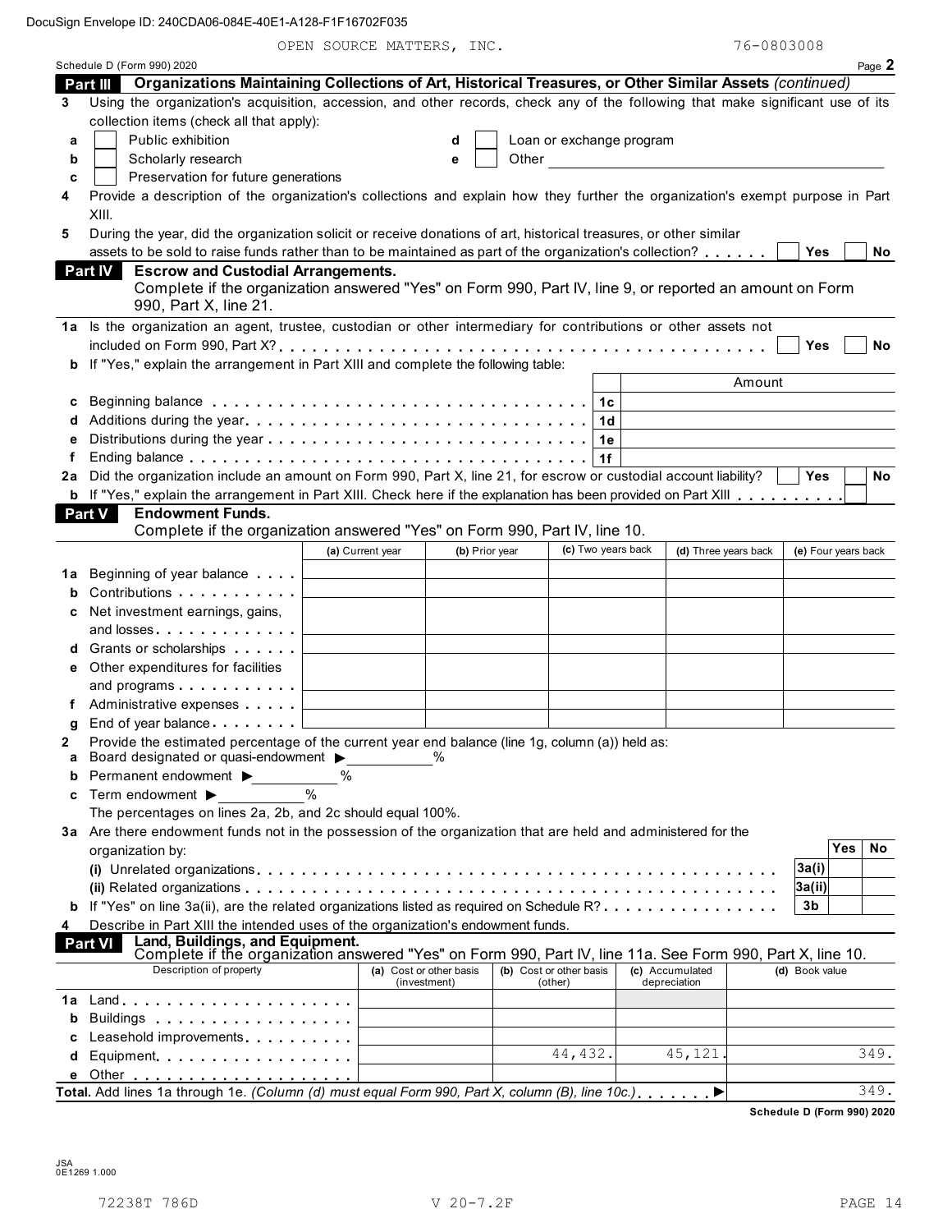OPEN SOURCE MATTERS, INC. 76-0803008

Schedule D (Form 990) 2020 Page **2**

## Part III Organizations Maintaining Collections of Art, Historical Treasures, or Other Similar Assets *(continued)*

**3** Using the organization's acquisition, accession, and other records, check any of the following that make significant use of its collection items (check all that apply):

- **a** ☐ Public exhibition
- **b** ☐ Scholarly research
- **c** ☐ Preservation for future generations
- **d** ☐ Loan or exchange program
- **e** ☐ Other

**4** Provide a description of the organization's collections and explain how they further the organization's exempt purpose in Part XIII.

**5** During the year, did the organization solicit or receive donations of art, historical treasures, or other similar assets to be sold to raise funds rather than to be maintained as part of the organization's collection? ☐ Yes ☐ No

## Part IV Escrow and Custodial Arrangements.

Complete if the organization answered "Yes" on Form 990, Part IV, line 9, or reported an amount on Form 990, Part X, line 21.

**1a** Is the organization an agent, trustee, custodian or other intermediary for contributions or other assets not included on Form 990, Part X? ☐ Yes ☐ No

**b** If "Yes," explain the arrangement in Part XIII and complete the following table:

| | | Amount |
|---|---|---|
| **c** Beginning balance | 1c | |
| **d** Additions during the year | 1d | |
| **e** Distributions during the year | 1e | |
| **f** Ending balance | 1f | |

**2a** Did the organization include an amount on Form 990, Part X, line 21, for escrow or custodial account liability? ☐ Yes ☐ No

**b** If "Yes," explain the arrangement in Part XIII. Check here if the explanation has been provided on Part XIII ☐

## Part V Endowment Funds.

Complete if the organization answered "Yes" on Form 990, Part IV, line 10.

| | (a) Current year | (b) Prior year | (c) Two years back | (d) Three years back | (e) Four years back |
|---|---|---|---|---|---|
| **1a** Beginning of year balance | | | | | |
| **b** Contributions | | | | | |
| **c** Net investment earnings, gains, and losses | | | | | |
| **d** Grants or scholarships | | | | | |
| **e** Other expenditures for facilities and programs | | | | | |
| **f** Administrative expenses | | | | | |
| **g** End of year balance | | | | | |

**2** Provide the estimated percentage of the current year end balance (line 1g, column (a)) held as:

- **a** Board designated or quasi-endowment ▶ ______ %
- **b** Permanent endowment ▶ ______ %
- **c** Term endowment ▶ ______ %

The percentages on lines 2a, 2b, and 2c should equal 100%.

**3a** Are there endowment funds not in the possession of the organization that are held and administered for the organization by:

| | | Yes | No |
|---|---|---|---|
| **(i)** Unrelated organizations | 3a(i) | | |
| **(ii)** Related organizations | 3a(ii) | | |
| **b** If "Yes" on line 3a(ii), are the related organizations listed as required on Schedule R? | 3b | | |

**4** Describe in Part XIII the intended uses of the organization's endowment funds.

## Part VI Land, Buildings, and Equipment.

Complete if the organization answered "Yes" on Form 990, Part IV, line 11a. See Form 990, Part X, line 10.

| Description of property | (a) Cost or other basis (investment) | (b) Cost or other basis (other) | (c) Accumulated depreciation | (d) Book value |
|---|---|---|---|---|
| **1a** Land | | | | |
| **b** Buildings | | | | |
| **c** Leasehold improvements | | | | |
| **d** Equipment | | 44,432. | 45,121. | 349. |
| **e** Other | | | | |
| **Total.** Add lines 1a through 1e. *(Column (d) must equal Form 990, Part X, column (B), line 10c.)* ▶ | | | | 349. |

Schedule D (Form 990) 2020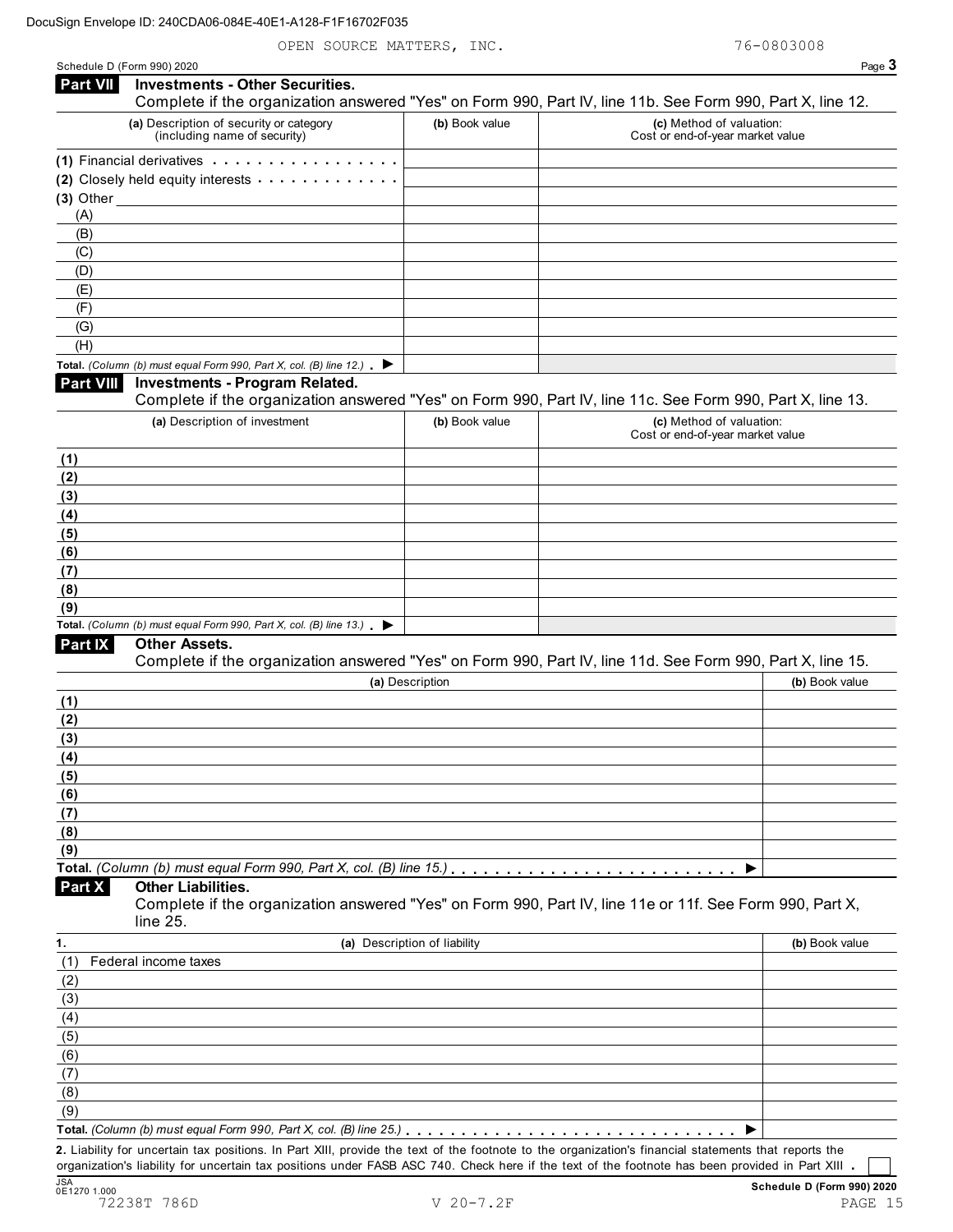DocuSign Envelope ID: 240CDA06-084E-40E1-A128-F1F16702F035

OPEN SOURCE MATTERS, INC. 76-0803008

Schedule D (Form 990) 2020

## Part VII Investments - Other Securities.

Complete if the organization answered "Yes" on Form 990, Part IV, line 11b. See Form 990, Part X, line 12.

| (a) Description of security or category (including name of security) | (b) Book value | (c) Method of valuation: Cost or end-of-year market value |
|---|---|---|
| (1) Financial derivatives | | |
| (2) Closely held equity interests | | |
| (3) Other | | |
| (A) | | |
| (B) | | |
| (C) | | |
| (D) | | |
| (E) | | |
| (F) | | |
| (G) | | |
| (H) | | |
| **Total.** *(Column (b) must equal Form 990, Part X, col. (B) line 12.)* ▶ | | |

## Part VIII Investments - Program Related.

Complete if the organization answered "Yes" on Form 990, Part IV, line 11c. See Form 990, Part X, line 13.

| (a) Description of investment | (b) Book value | (c) Method of valuation: Cost or end-of-year market value |
|---|---|---|
| (1) | | |
| (2) | | |
| (3) | | |
| (4) | | |
| (5) | | |
| (6) | | |
| (7) | | |
| (8) | | |
| (9) | | |
| **Total.** *(Column (b) must equal Form 990, Part X, col. (B) line 13.)* ▶ | | |

## Part IX Other Assets.

Complete if the organization answered "Yes" on Form 990, Part IV, line 11d. See Form 990, Part X, line 15.

| (a) Description | (b) Book value |
|---|---|
| (1) | |
| (2) | |
| (3) | |
| (4) | |
| (5) | |
| (6) | |
| (7) | |
| (8) | |
| (9) | |
| **Total.** *(Column (b) must equal Form 990, Part X, col. (B) line 15.)* ▶ | |

## Part X Other Liabilities.

Complete if the organization answered "Yes" on Form 990, Part IV, line 11e or 11f. See Form 990, Part X, line 25.

| 1. (a) Description of liability | (b) Book value |
|---|---|
| (1) Federal income taxes | |
| (2) | |
| (3) | |
| (4) | |
| (5) | |
| (6) | |
| (7) | |
| (8) | |
| (9) | |
| **Total.** *(Column (b) must equal Form 990, Part X, col. (B) line 25.)* ▶ | |

**2.** Liability for uncertain tax positions. In Part XIII, provide the text of the footnote to the organization's financial statements that reports the organization's liability for uncertain tax positions under FASB ASC 740. Check here if the text of the footnote has been provided in Part XIII . ☐

JSA 0E1270 1.000 **Schedule D (Form 990) 2020**

72238T 786D V 20-7.2F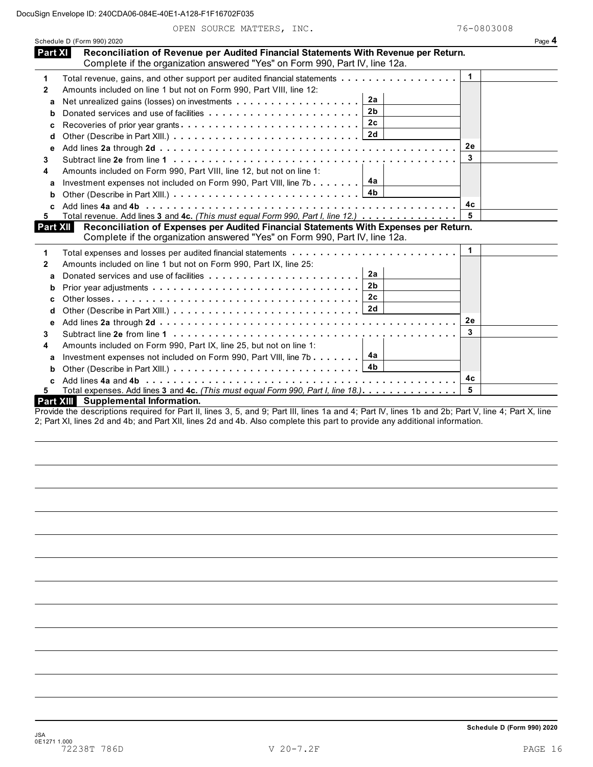DocuSign Envelope ID: 240CDA06-084E-40E1-A128-F1F16702F035

OPEN SOURCE MATTERS, INC. 76-0803008

Schedule D (Form 990) 2020 Page **4**

## Part XI Reconciliation of Revenue per Audited Financial Statements With Revenue per Return.

Complete if the organization answered "Yes" on Form 990, Part IV, line 12a.

| | | | | | |
|---|---|---|---|---|---|
| **1** | Total revenue, gains, and other support per audited financial statements | | | **1** | |
| **2** | Amounts included on line 1 but not on Form 990, Part VIII, line 12: | | | | |
| **a** | Net unrealized gains (losses) on investments | **2a** | | | |
| **b** | Donated services and use of facilities | **2b** | | | |
| **c** | Recoveries of prior year grants | **2c** | | | |
| **d** | Other (Describe in Part XIII.) | **2d** | | | |
| **e** | Add lines **2a** through **2d** | | | **2e** | |
| **3** | Subtract line **2e** from line **1** | | | **3** | |
| **4** | Amounts included on Form 990, Part VIII, line 12, but not on line 1: | | | | |
| **a** | Investment expenses not included on Form 990, Part VIII, line 7b | **4a** | | | |
| **b** | Other (Describe in Part XIII.) | **4b** | | | |
| **c** | Add lines **4a** and **4b** | | | **4c** | |
| **5** | Total revenue. Add lines **3** and **4c.** *(This must equal Form 990, Part I, line 12.)* | | | **5** | |

## Part XII Reconciliation of Expenses per Audited Financial Statements With Expenses per Return.

Complete if the organization answered "Yes" on Form 990, Part IV, line 12a.

| | | | | | |
|---|---|---|---|---|---|
| **1** | Total expenses and losses per audited financial statements | | | **1** | |
| **2** | Amounts included on line 1 but not on Form 990, Part IX, line 25: | | | | |
| **a** | Donated services and use of facilities | **2a** | | | |
| **b** | Prior year adjustments | **2b** | | | |
| **c** | Other losses | **2c** | | | |
| **d** | Other (Describe in Part XIII.) | **2d** | | | |
| **e** | Add lines **2a** through **2d** | | | **2e** | |
| **3** | Subtract line **2e** from line **1** | | | **3** | |
| **4** | Amounts included on Form 990, Part IX, line 25, but not on line 1: | | | | |
| **a** | Investment expenses not included on Form 990, Part VIII, line 7b | **4a** | | | |
| **b** | Other (Describe in Part XIII.) | **4b** | | | |
| **c** | Add lines **4a** and **4b** | | | **4c** | |
| **5** | Total expenses. Add lines **3** and **4c.** *(This must equal Form 990, Part I, line 18.)* | | | **5** | |

## Part XIII Supplemental Information.

Provide the descriptions required for Part II, lines 3, 5, and 9; Part III, lines 1a and 4; Part IV, lines 1b and 2b; Part V, line 4; Part X, line 2; Part XI, lines 2d and 4b; and Part XII, lines 2d and 4b. Also complete this part to provide any additional information.

**Schedule D (Form 990) 2020**

JSA
0E1271 1.000
72238T 786D V 20-7.2F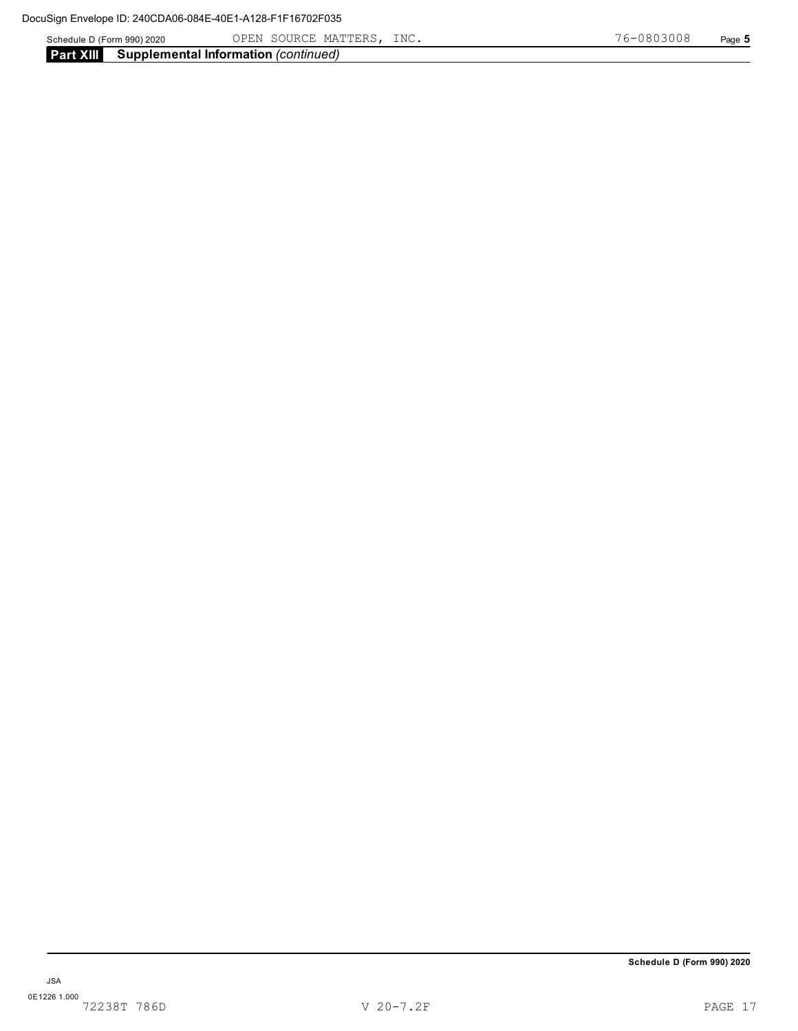Schedule D (Form 990) 2020 OPEN SOURCE MATTERS, INC. 76-0803008 Page 5

## Part XIII Supplemental Information *(continued)*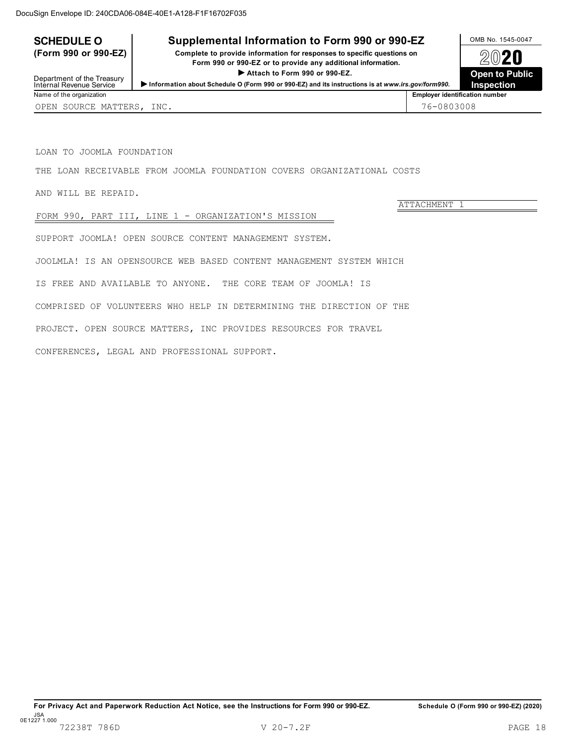DocuSign Envelope ID: 240CDA06-084E-40E1-A128-F1F16702F035

| **SCHEDULE O (Form 990 or 990-EZ)** | **Supplemental Information to Form 990 or 990-EZ** | OMB No. 1545-0047 |
| --- | --- | --- |
| Department of the Treasury Internal Revenue Service | Complete to provide information for responses to specific questions on Form 990 or 990-EZ or to provide any additional information. ▶ Attach to Form 990 or 990-EZ. ▶ Information about Schedule O (Form 990 or 990-EZ) and its instructions is at *www.irs.gov/form990.* | **2020** **Open to Public Inspection** |

| Name of the organization | Employer identification number |
| --- | --- |
| OPEN SOURCE MATTERS, INC. | 76-0803008 |

LOAN TO JOOMLA FOUNDATION

THE LOAN RECEIVABLE FROM JOOMLA FOUNDATION COVERS ORGANIZATIONAL COSTS

AND WILL BE REPAID.

ATTACHMENT 1

FORM 990, PART III, LINE 1 - ORGANIZATION'S MISSION

SUPPORT JOOMLA! OPEN SOURCE CONTENT MANAGEMENT SYSTEM.

JOOLMLA! IS AN OPENSOURCE WEB BASED CONTENT MANAGEMENT SYSTEM WHICH

IS FREE AND AVAILABLE TO ANYONE. THE CORE TEAM OF JOOMLA! IS

COMPRISED OF VOLUNTEERS WHO HELP IN DETERMINING THE DIRECTION OF THE

PROJECT. OPEN SOURCE MATTERS, INC PROVIDES RESOURCES FOR TRAVEL

CONFERENCES, LEGAL AND PROFESSIONAL SUPPORT.

**For Privacy Act and Paperwork Reduction Act Notice, see the Instructions for Form 990 or 990-EZ.** **Schedule O (Form 990 or 990-EZ) (2020)**

JSA
0E1227 1.000
72238T 786D V 20-7.2F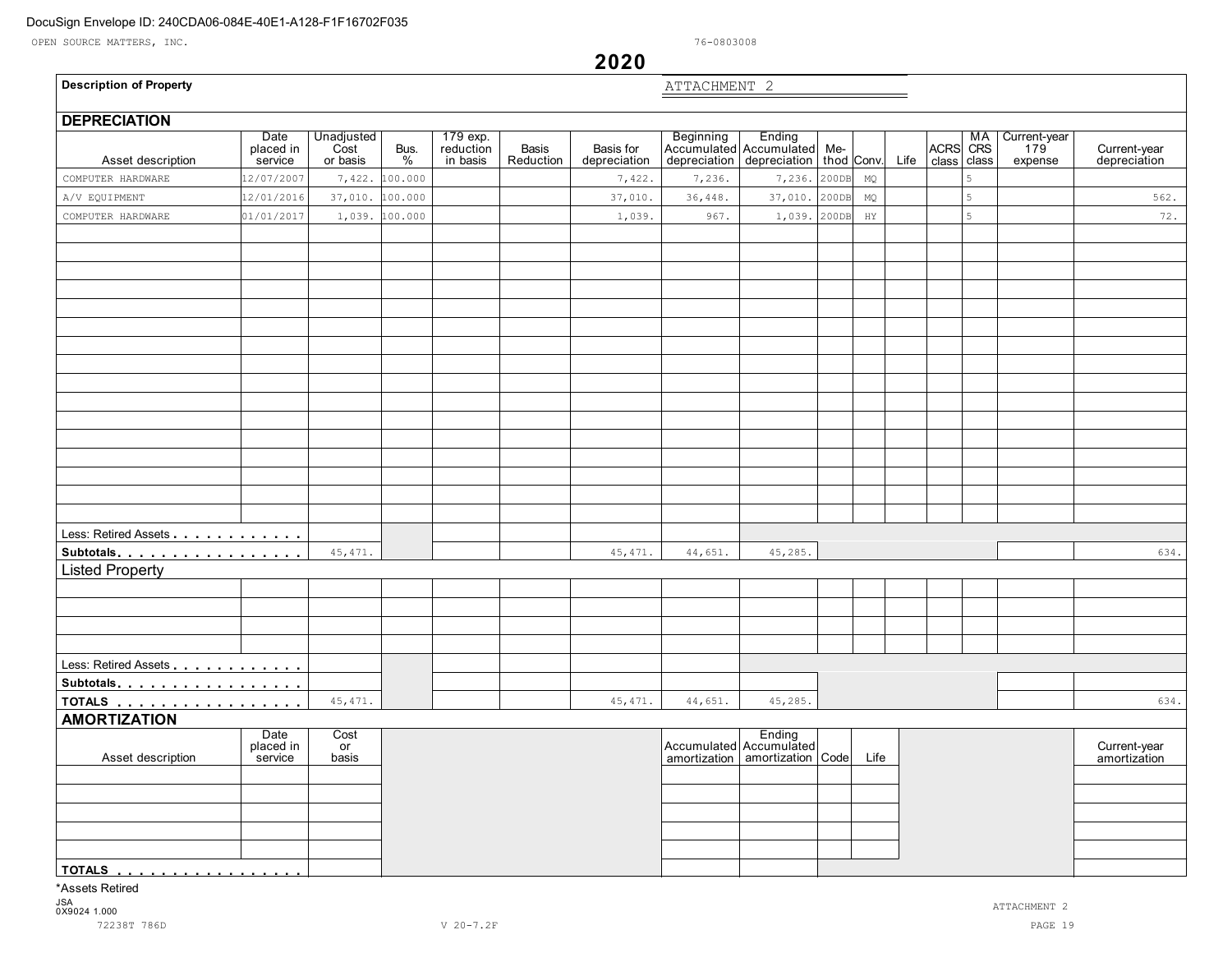DocuSign Envelope ID: 240CDA06-084E-40E1-A128-F1F16702F035

OPEN SOURCE MATTERS, INC. 76-0803008

# 2020

**Description of Property** ATTACHMENT 2

## DEPRECIATION

| Asset description | Date placed in service | Unadjusted Cost or basis | Bus. % | 179 exp. reduction in basis | Basis Reduction | Basis for depreciation | Beginning Accumulated depreciation | Ending Accumulated depreciation | Method | Conv. | Life | ACRS class | MA CRS class | Current-year 179 expense | Current-year depreciation |
|---|---|---|---|---|---|---|---|---|---|---|---|---|---|---|---|
| COMPUTER HARDWARE | 12/07/2007 | 7,422. | 100.000 | | | 7,422. | 7,236. | 7,236. | 200DB | MQ | | | 5 | | |
| A/V EQUIPMENT | 12/01/2016 | 37,010. | 100.000 | | | 37,010. | 36,448. | 37,010. | 200DB | MQ | | | 5 | | 562. |
| COMPUTER HARDWARE | 01/01/2017 | 1,039. | 100.000 | | | 1,039. | 967. | 1,039. | 200DB | HY | | | 5 | | 72. |
| Less: Retired Assets | | | | | | | | | | | | | | | |
| **Subtotals** | | 45,471. | | | | 45,471. | 44,651. | 45,285. | | | | | | | 634. |

## Listed Property

| Asset description | Date placed in service | Unadjusted Cost or basis | Bus. % | 179 exp. reduction in basis | Basis Reduction | Basis for depreciation | Beginning Accumulated depreciation | Ending Accumulated depreciation | Method | Conv. | Life | ACRS class | MA CRS class | Current-year 179 expense | Current-year depreciation |
|---|---|---|---|---|---|---|---|---|---|---|---|---|---|---|---|
| Less: Retired Assets | | | | | | | | | | | | | | | |
| **Subtotals** | | | | | | | | | | | | | | | |
| **TOTALS** | | 45,471. | | | | 45,471. | 44,651. | 45,285. | | | | | | | 634. |

## AMORTIZATION

| Asset description | Date placed in service | Cost or basis | Accumulated amortization | Ending Accumulated amortization | Code | Life | Current-year amortization |
|---|---|---|---|---|---|---|---|
| **TOTALS** | | | | | | | |

*Assets Retired

JSA
0X9024 1.000

72238T 786D V 20-7.2F ATTACHMENT 2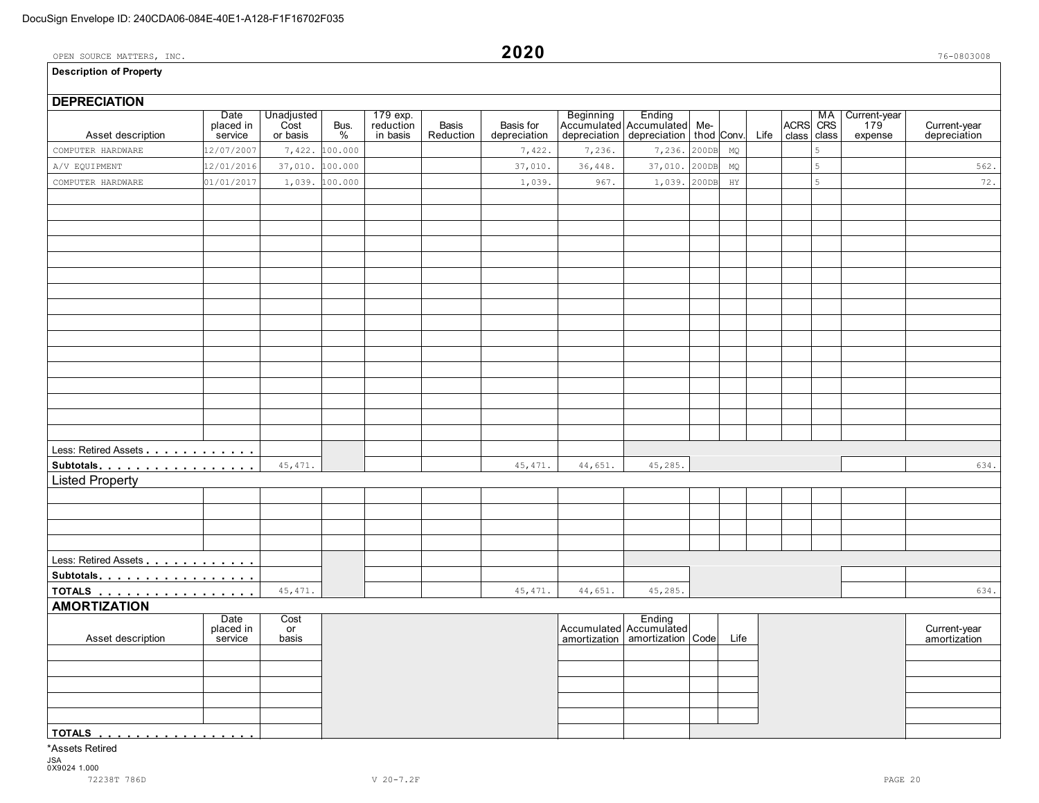DocuSign Envelope ID: 240CDA06-084E-40E1-A128-F1F16702F035

OPEN SOURCE MATTERS, INC. **2020** 76-0803008

**Description of Property**

## DEPRECIATION

| Asset description | Date placed in service | Unadjusted Cost or basis | Bus. % | 179 exp. reduction in basis | Basis Reduction | Basis for depreciation | Beginning Accumulated depreciation | Ending Accumulated depreciation | Method | Conv. | Life | ACRS class | MA CRS class | Current-year 179 expense | Current-year depreciation |
|---|---|---|---|---|---|---|---|---|---|---|---|---|---|---|---|
| COMPUTER HARDWARE | 12/07/2007 | 7,422. | 100.000 | | | 7,422. | 7,236. | 7,236. | 200DB | MQ | | | 5 | | |
| A/V EQUIPMENT | 12/01/2016 | 37,010. | 100.000 | | | 37,010. | 36,448. | 37,010. | 200DB | MQ | | | 5 | | 562. |
| COMPUTER HARDWARE | 01/01/2017 | 1,039. | 100.000 | | | 1,039. | 967. | 1,039. | 200DB | HY | | | 5 | | 72. |
| Less: Retired Assets | | | | | | | | | | | | | | | |
| **Subtotals** | | 45,471. | | | | 45,471. | 44,651. | 45,285. | | | | | | | 634. |

### Listed Property

| Asset description | Date placed in service | Unadjusted Cost or basis | Bus. % | 179 exp. reduction in basis | Basis Reduction | Basis for depreciation | Beginning Accumulated depreciation | Ending Accumulated depreciation | Method | Conv. | Life | ACRS class | MA CRS class | Current-year 179 expense | Current-year depreciation |
|---|---|---|---|---|---|---|---|---|---|---|---|---|---|---|---|
| Less: Retired Assets | | | | | | | | | | | | | | | |
| **Subtotals** | | | | | | | | | | | | | | | |
| **TOTALS** | | 45,471. | | | | 45,471. | 44,651. | 45,285. | | | | | | | 634. |

## AMORTIZATION

| Asset description | Date placed in service | Cost or basis | Accumulated amortization | Ending Accumulated amortization | Code | Life | Current-year amortization |
|---|---|---|---|---|---|---|---|
| **TOTALS** | | | | | | | |

*Assets Retired

JSA
0X9024 1.000

72238T 786D V 20-7.2F